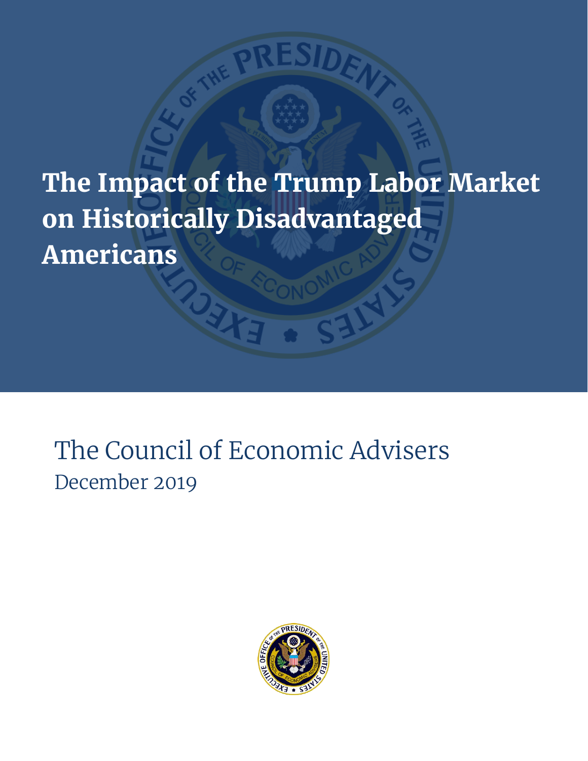# The Impact of the Trump Labor Market on Historically Disadvantaged Americans

The Council of Economic Advisers

December 2019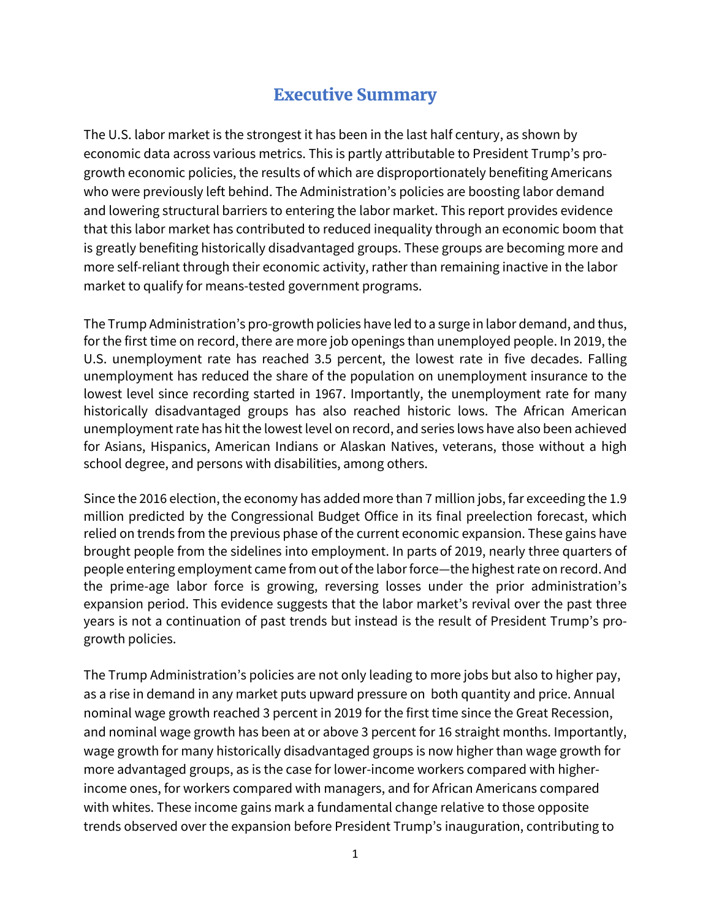# Executive Summary

The U.S. labor market is the strongest it has been in the last half century, as shown by economic data across various metrics. This is partly attributable to President Trump's pro-growth economic policies, the results of which are disproportionately benefiting Americans who were previously left behind. The Administration's policies are boosting labor demand and lowering structural barriers to entering the labor market. This report provides evidence that this labor market has contributed to reduced inequality through an economic boom that is greatly benefiting historically disadvantaged groups. These groups are becoming more and more self-reliant through their economic activity, rather than remaining inactive in the labor market to qualify for means-tested government programs.

The Trump Administration's pro-growth policies have led to a surge in labor demand, and thus, for the first time on record, there are more job openings than unemployed people. In 2019, the U.S. unemployment rate has reached 3.5 percent, the lowest rate in five decades. Falling unemployment has reduced the share of the population on unemployment insurance to the lowest level since recording started in 1967. Importantly, the unemployment rate for many historically disadvantaged groups has also reached historic lows. The African American unemployment rate has hit the lowest level on record, and series lows have also been achieved for Asians, Hispanics, American Indians or Alaskan Natives, veterans, those without a high school degree, and persons with disabilities, among others.

Since the 2016 election, the economy has added more than 7 million jobs, far exceeding the 1.9 million predicted by the Congressional Budget Office in its final preelection forecast, which relied on trends from the previous phase of the current economic expansion. These gains have brought people from the sidelines into employment. In parts of 2019, nearly three quarters of people entering employment came from out of the labor force—the highest rate on record. And the prime-age labor force is growing, reversing losses under the prior administration's expansion period. This evidence suggests that the labor market's revival over the past three years is not a continuation of past trends but instead is the result of President Trump's pro-growth policies.

The Trump Administration's policies are not only leading to more jobs but also to higher pay, as a rise in demand in any market puts upward pressure on both quantity and price. Annual nominal wage growth reached 3 percent in 2019 for the first time since the Great Recession, and nominal wage growth has been at or above 3 percent for 16 straight months. Importantly, wage growth for many historically disadvantaged groups is now higher than wage growth for more advantaged groups, as is the case for lower-income workers compared with higher-income ones, for workers compared with managers, and for African Americans compared with whites. These income gains mark a fundamental change relative to those opposite trends observed over the expansion before President Trump's inauguration, contributing to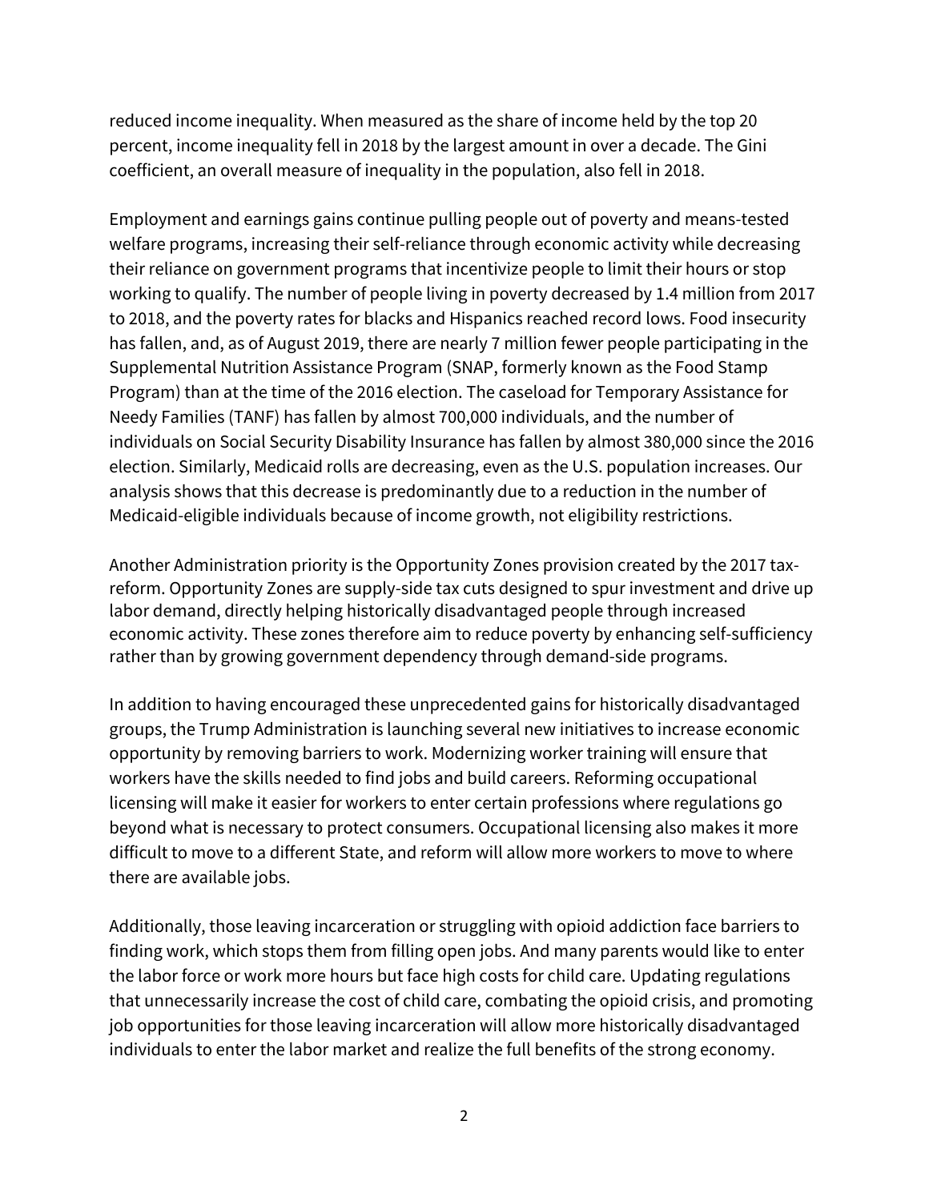reduced income inequality. When measured as the share of income held by the top 20 percent, income inequality fell in 2018 by the largest amount in over a decade. The Gini coefficient, an overall measure of inequality in the population, also fell in 2018.

Employment and earnings gains continue pulling people out of poverty and means-tested welfare programs, increasing their self-reliance through economic activity while decreasing their reliance on government programs that incentivize people to limit their hours or stop working to qualify. The number of people living in poverty decreased by 1.4 million from 2017 to 2018, and the poverty rates for blacks and Hispanics reached record lows. Food insecurity has fallen, and, as of August 2019, there are nearly 7 million fewer people participating in the Supplemental Nutrition Assistance Program (SNAP, formerly known as the Food Stamp Program) than at the time of the 2016 election. The caseload for Temporary Assistance for Needy Families (TANF) has fallen by almost 700,000 individuals, and the number of individuals on Social Security Disability Insurance has fallen by almost 380,000 since the 2016 election. Similarly, Medicaid rolls are decreasing, even as the U.S. population increases. Our analysis shows that this decrease is predominantly due to a reduction in the number of Medicaid-eligible individuals because of income growth, not eligibility restrictions.

Another Administration priority is the Opportunity Zones provision created by the 2017 tax-reform. Opportunity Zones are supply-side tax cuts designed to spur investment and drive up labor demand, directly helping historically disadvantaged people through increased economic activity. These zones therefore aim to reduce poverty by enhancing self-sufficiency rather than by growing government dependency through demand-side programs.

In addition to having encouraged these unprecedented gains for historically disadvantaged groups, the Trump Administration is launching several new initiatives to increase economic opportunity by removing barriers to work. Modernizing worker training will ensure that workers have the skills needed to find jobs and build careers. Reforming occupational licensing will make it easier for workers to enter certain professions where regulations go beyond what is necessary to protect consumers. Occupational licensing also makes it more difficult to move to a different State, and reform will allow more workers to move to where there are available jobs.

Additionally, those leaving incarceration or struggling with opioid addiction face barriers to finding work, which stops them from filling open jobs. And many parents would like to enter the labor force or work more hours but face high costs for child care. Updating regulations that unnecessarily increase the cost of child care, combating the opioid crisis, and promoting job opportunities for those leaving incarceration will allow more historically disadvantaged individuals to enter the labor market and realize the full benefits of the strong economy.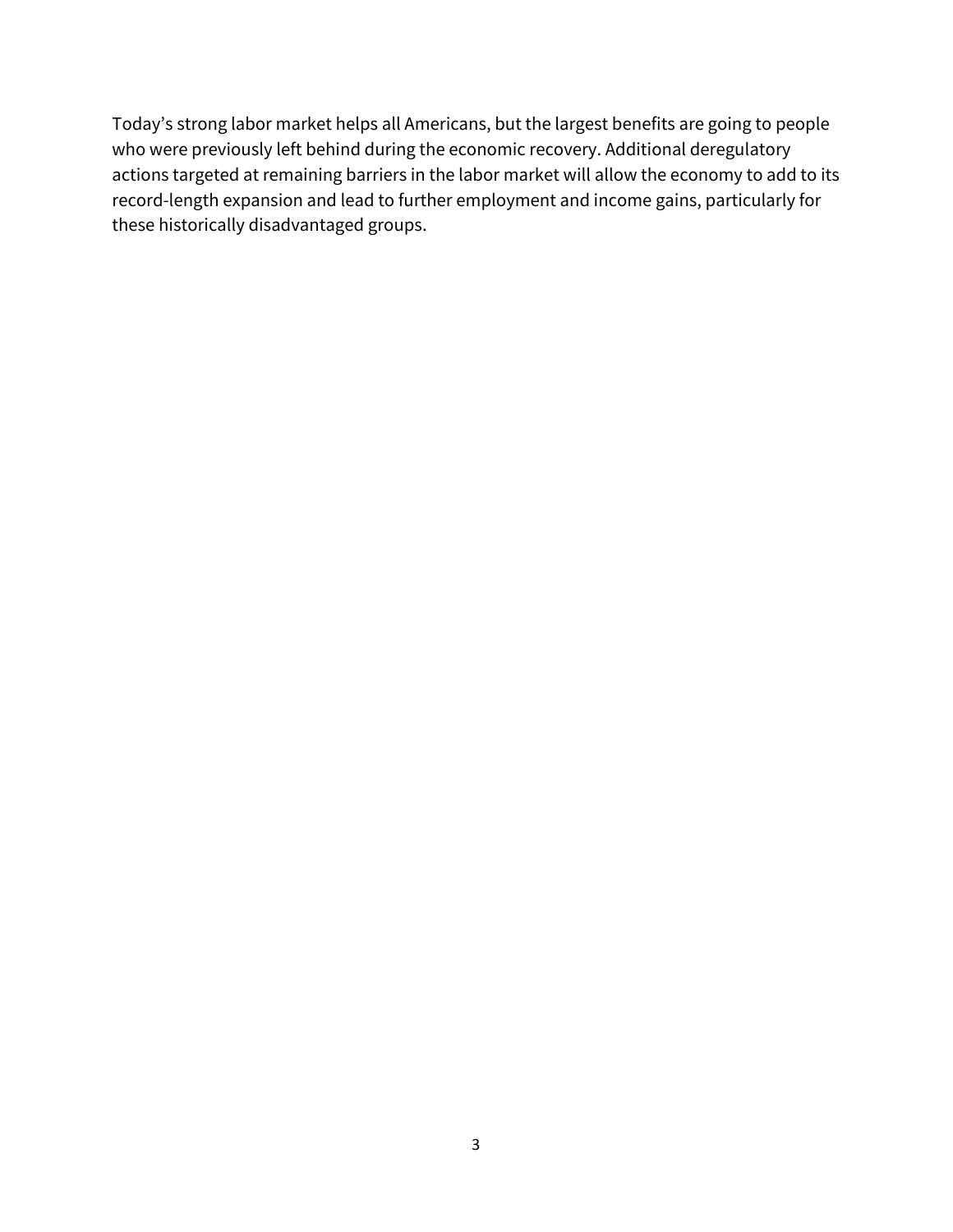Today's strong labor market helps all Americans, but the largest benefits are going to people who were previously left behind during the economic recovery. Additional deregulatory actions targeted at remaining barriers in the labor market will allow the economy to add to its record-length expansion and lead to further employment and income gains, particularly for these historically disadvantaged groups.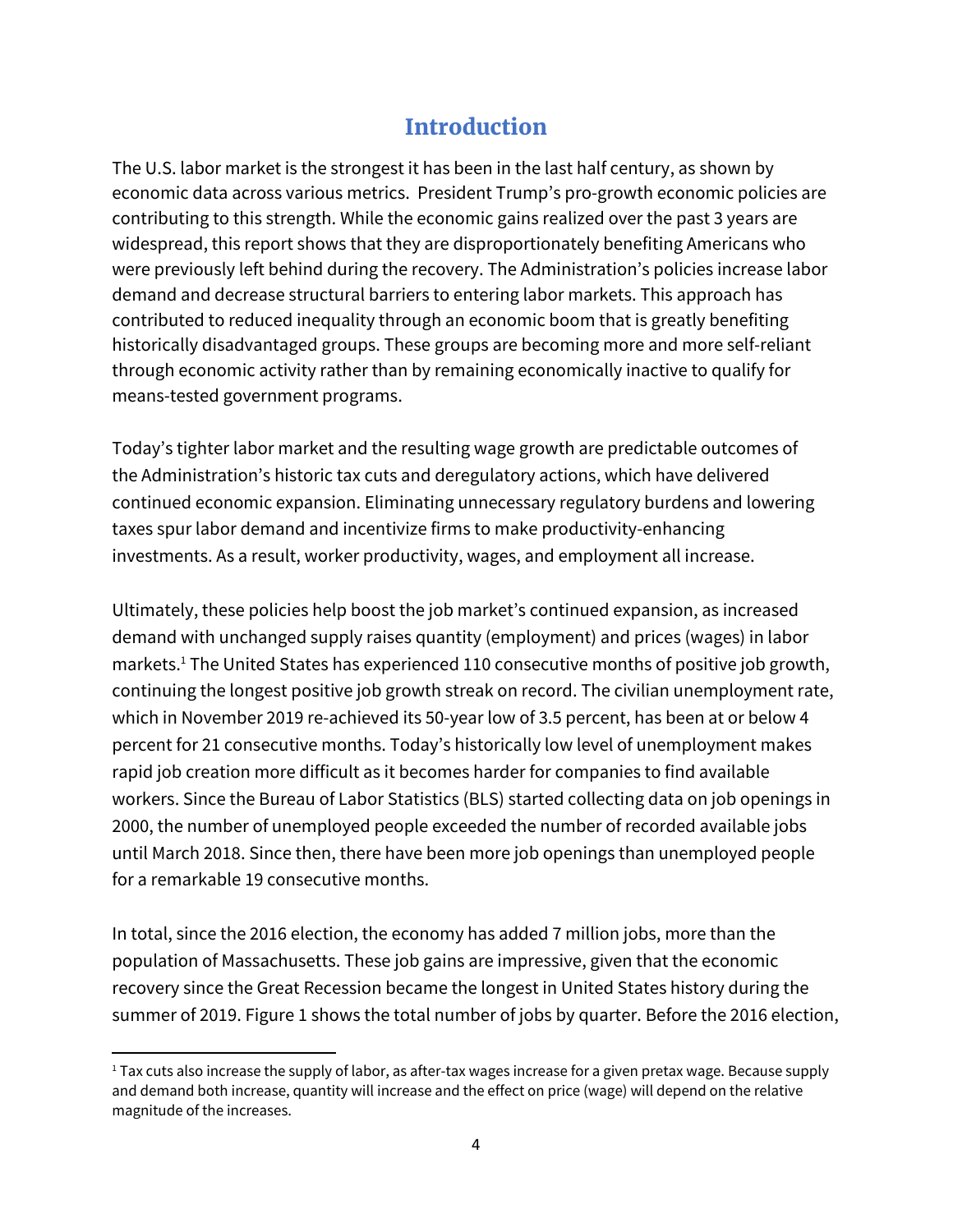# Introduction

The U.S. labor market is the strongest it has been in the last half century, as shown by economic data across various metrics. President Trump's pro-growth economic policies are contributing to this strength. While the economic gains realized over the past 3 years are widespread, this report shows that they are disproportionately benefiting Americans who were previously left behind during the recovery. The Administration's policies increase labor demand and decrease structural barriers to entering labor markets. This approach has contributed to reduced inequality through an economic boom that is greatly benefiting historically disadvantaged groups. These groups are becoming more and more self-reliant through economic activity rather than by remaining economically inactive to qualify for means-tested government programs.

Today's tighter labor market and the resulting wage growth are predictable outcomes of the Administration's historic tax cuts and deregulatory actions, which have delivered continued economic expansion. Eliminating unnecessary regulatory burdens and lowering taxes spur labor demand and incentivize firms to make productivity-enhancing investments. As a result, worker productivity, wages, and employment all increase.

Ultimately, these policies help boost the job market's continued expansion, as increased demand with unchanged supply raises quantity (employment) and prices (wages) in labor markets.[1] The United States has experienced 110 consecutive months of positive job growth, continuing the longest positive job growth streak on record. The civilian unemployment rate, which in November 2019 re-achieved its 50-year low of 3.5 percent, has been at or below 4 percent for 21 consecutive months. Today's historically low level of unemployment makes rapid job creation more difficult as it becomes harder for companies to find available workers. Since the Bureau of Labor Statistics (BLS) started collecting data on job openings in 2000, the number of unemployed people exceeded the number of recorded available jobs until March 2018. Since then, there have been more job openings than unemployed people for a remarkable 19 consecutive months.

In total, since the 2016 election, the economy has added 7 million jobs, more than the population of Massachusetts. These job gains are impressive, given that the economic recovery since the Great Recession became the longest in United States history during the summer of 2019. Figure 1 shows the total number of jobs by quarter. Before the 2016 election,

---

[1] Tax cuts also increase the supply of labor, as after-tax wages increase for a given pretax wage. Because supply and demand both increase, quantity will increase and the effect on price (wage) will depend on the relative magnitude of the increases.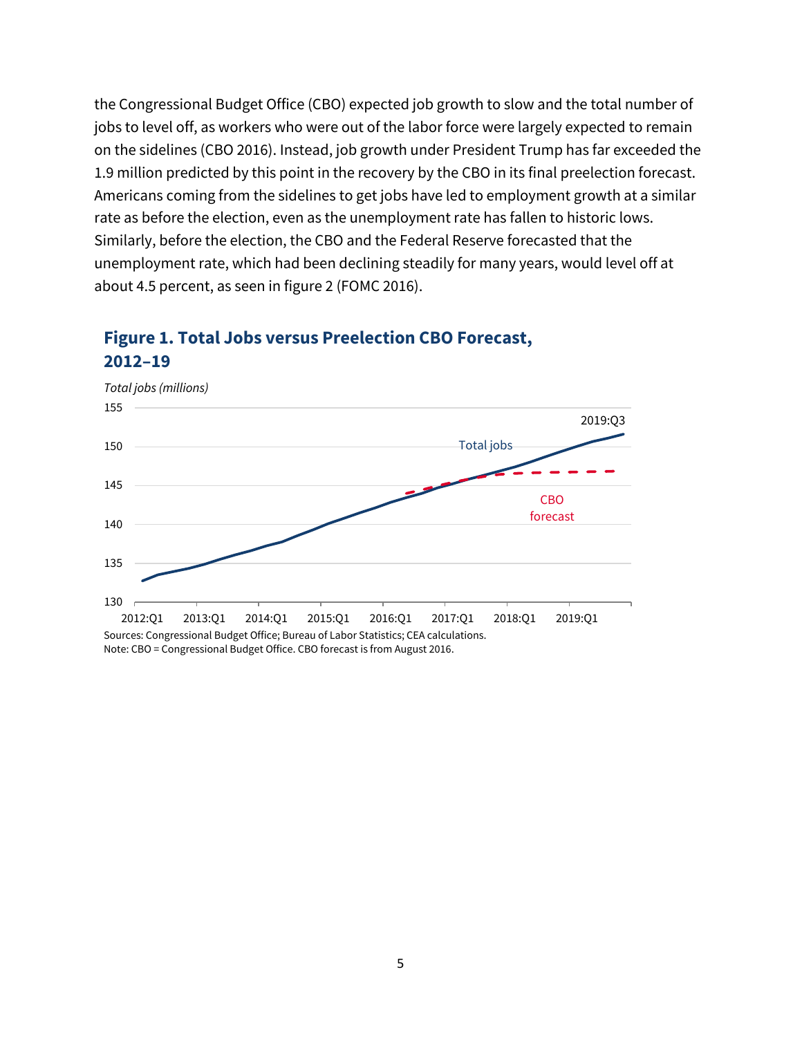the Congressional Budget Office (CBO) expected job growth to slow and the total number of jobs to level off, as workers who were out of the labor force were largely expected to remain on the sidelines (CBO 2016). Instead, job growth under President Trump has far exceeded the 1.9 million predicted by this point in the recovery by the CBO in its final preelection forecast. Americans coming from the sidelines to get jobs have led to employment growth at a similar rate as before the election, even as the unemployment rate has fallen to historic lows. Similarly, before the election, the CBO and the Federal Reserve forecasted that the unemployment rate, which had been declining steadily for many years, would level off at about 4.5 percent, as seen in figure 2 (FOMC 2016).

### Figure 1. Total Jobs versus Preelection CBO Forecast, 2012–19

Sources: Congressional Budget Office; Bureau of Labor Statistics; CEA calculations.
Note: CBO = Congressional Budget Office. CBO forecast is from August 2016.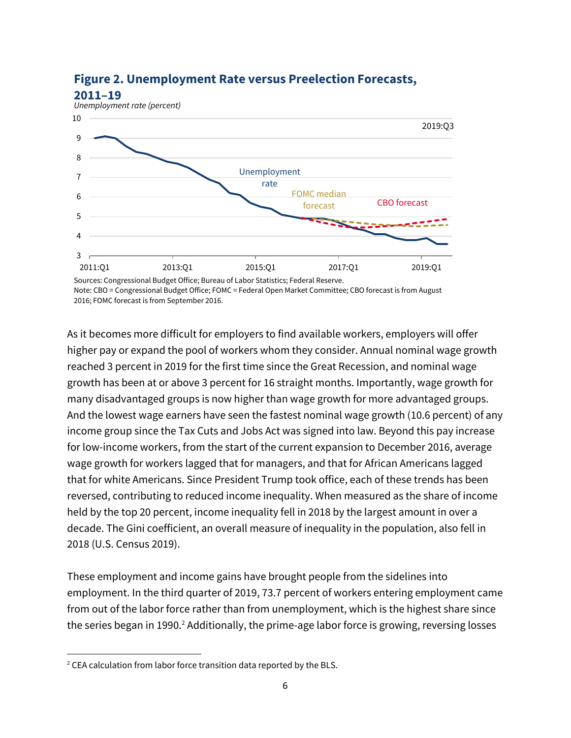**Figure 2. Unemployment Rate versus Preelection Forecasts, 2011–19**

Sources: Congressional Budget Office; Bureau of Labor Statistics; Federal Reserve.
Note: CBO = Congressional Budget Office; FOMC = Federal Open Market Committee; CBO forecast is from August 2016; FOMC forecast is from September 2016.

As it becomes more difficult for employers to find available workers, employers will offer higher pay or expand the pool of workers whom they consider. Annual nominal wage growth reached 3 percent in 2019 for the first time since the Great Recession, and nominal wage growth has been at or above 3 percent for 16 straight months. Importantly, wage growth for many disadvantaged groups is now higher than wage growth for more advantaged groups. And the lowest wage earners have seen the fastest nominal wage growth (10.6 percent) of any income group since the Tax Cuts and Jobs Act was signed into law. Beyond this pay increase for low-income workers, from the start of the current expansion to December 2016, average wage growth for workers lagged that for managers, and that for African Americans lagged that for white Americans. Since President Trump took office, each of these trends has been reversed, contributing to reduced income inequality. When measured as the share of income held by the top 20 percent, income inequality fell in 2018 by the largest amount in over a decade. The Gini coefficient, an overall measure of inequality in the population, also fell in 2018 (U.S. Census 2019).

These employment and income gains have brought people from the sidelines into employment. In the third quarter of 2019, 73.7 percent of workers entering employment came from out of the labor force rather than from unemployment, which is the highest share since the series began in 1990.[2] Additionally, the prime-age labor force is growing, reversing losses

[2] CEA calculation from labor force transition data reported by the BLS.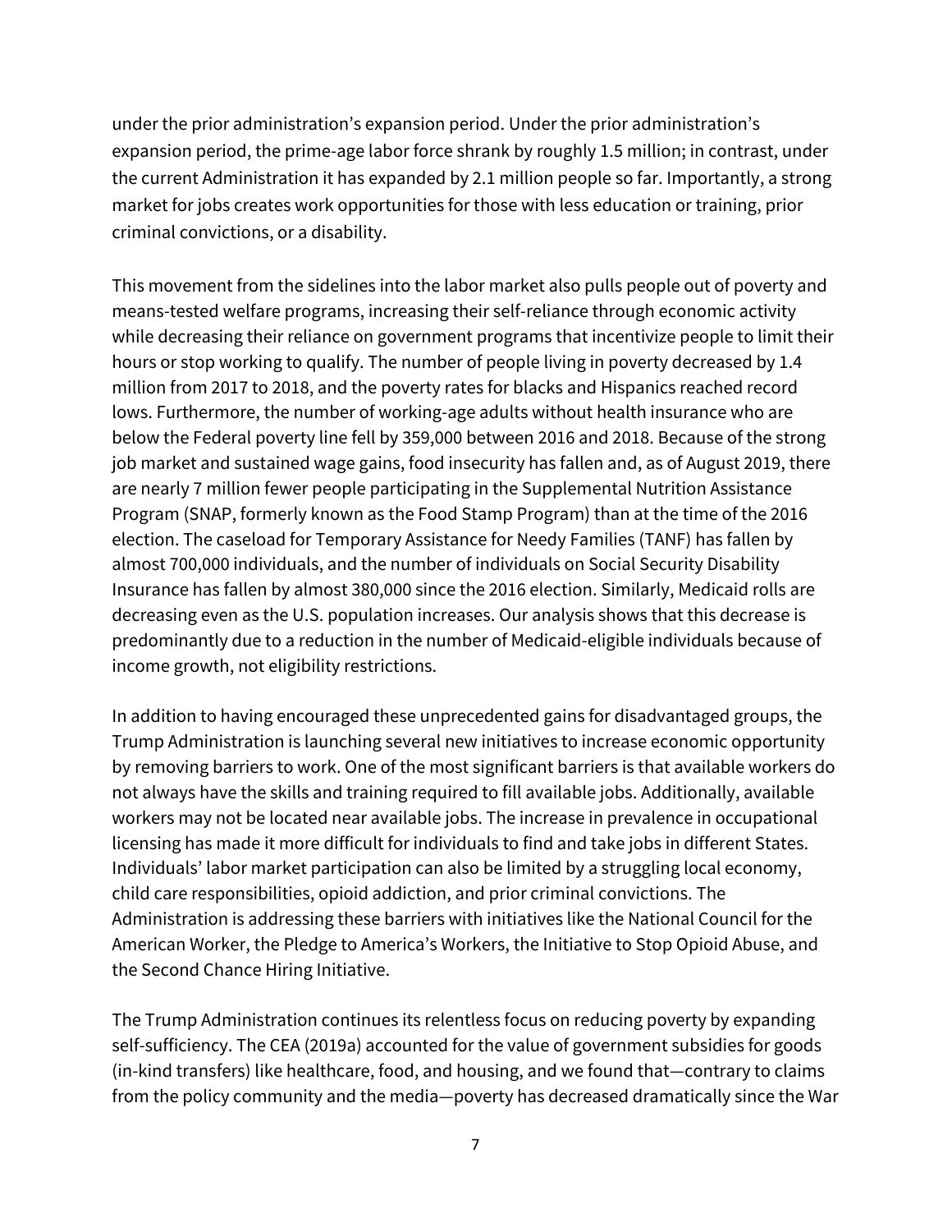under the prior administration's expansion period. Under the prior administration's expansion period, the prime-age labor force shrank by roughly 1.5 million; in contrast, under the current Administration it has expanded by 2.1 million people so far. Importantly, a strong market for jobs creates work opportunities for those with less education or training, prior criminal convictions, or a disability.

This movement from the sidelines into the labor market also pulls people out of poverty and means-tested welfare programs, increasing their self-reliance through economic activity while decreasing their reliance on government programs that incentivize people to limit their hours or stop working to qualify. The number of people living in poverty decreased by 1.4 million from 2017 to 2018, and the poverty rates for blacks and Hispanics reached record lows. Furthermore, the number of working-age adults without health insurance who are below the Federal poverty line fell by 359,000 between 2016 and 2018. Because of the strong job market and sustained wage gains, food insecurity has fallen and, as of August 2019, there are nearly 7 million fewer people participating in the Supplemental Nutrition Assistance Program (SNAP, formerly known as the Food Stamp Program) than at the time of the 2016 election. The caseload for Temporary Assistance for Needy Families (TANF) has fallen by almost 700,000 individuals, and the number of individuals on Social Security Disability Insurance has fallen by almost 380,000 since the 2016 election. Similarly, Medicaid rolls are decreasing even as the U.S. population increases. Our analysis shows that this decrease is predominantly due to a reduction in the number of Medicaid-eligible individuals because of income growth, not eligibility restrictions.

In addition to having encouraged these unprecedented gains for disadvantaged groups, the Trump Administration is launching several new initiatives to increase economic opportunity by removing barriers to work. One of the most significant barriers is that available workers do not always have the skills and training required to fill available jobs. Additionally, available workers may not be located near available jobs. The increase in prevalence in occupational licensing has made it more difficult for individuals to find and take jobs in different States. Individuals' labor market participation can also be limited by a struggling local economy, child care responsibilities, opioid addiction, and prior criminal convictions. The Administration is addressing these barriers with initiatives like the National Council for the American Worker, the Pledge to America's Workers, the Initiative to Stop Opioid Abuse, and the Second Chance Hiring Initiative.

The Trump Administration continues its relentless focus on reducing poverty by expanding self-sufficiency. The CEA (2019a) accounted for the value of government subsidies for goods (in-kind transfers) like healthcare, food, and housing, and we found that—contrary to claims from the policy community and the media—poverty has decreased dramatically since the War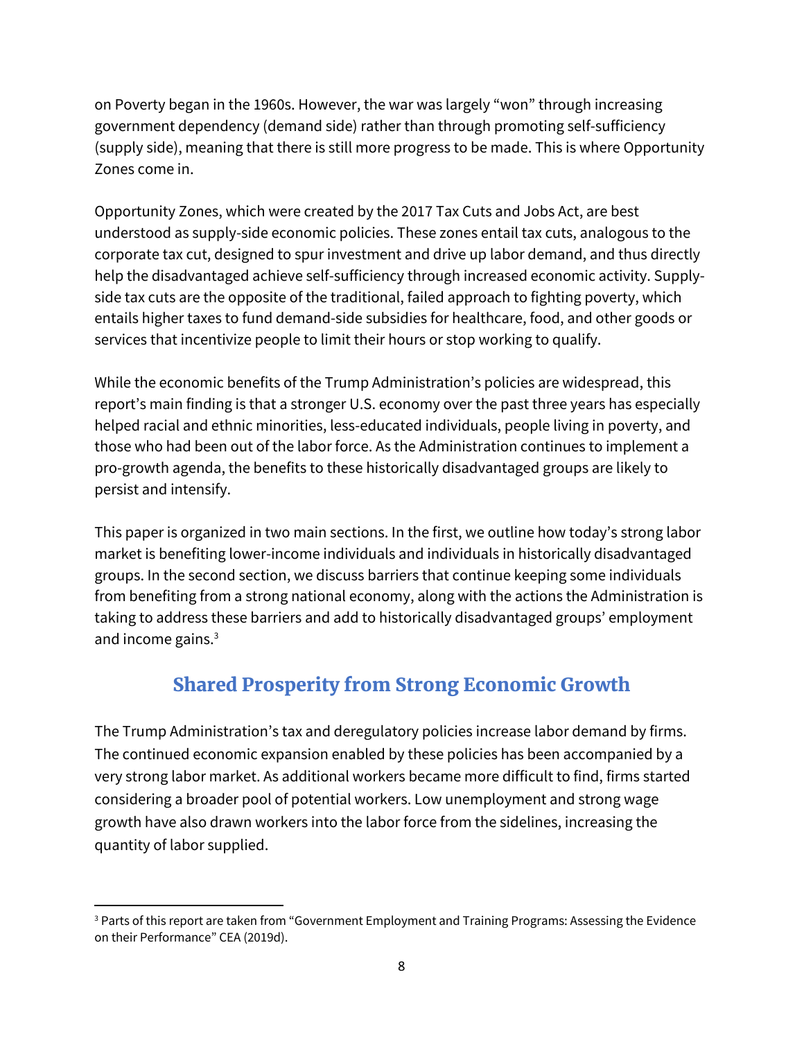on Poverty began in the 1960s. However, the war was largely "won" through increasing government dependency (demand side) rather than through promoting self-sufficiency (supply side), meaning that there is still more progress to be made. This is where Opportunity Zones come in.

Opportunity Zones, which were created by the 2017 Tax Cuts and Jobs Act, are best understood as supply-side economic policies. These zones entail tax cuts, analogous to the corporate tax cut, designed to spur investment and drive up labor demand, and thus directly help the disadvantaged achieve self-sufficiency through increased economic activity. Supply-side tax cuts are the opposite of the traditional, failed approach to fighting poverty, which entails higher taxes to fund demand-side subsidies for healthcare, food, and other goods or services that incentivize people to limit their hours or stop working to qualify.

While the economic benefits of the Trump Administration's policies are widespread, this report's main finding is that a stronger U.S. economy over the past three years has especially helped racial and ethnic minorities, less-educated individuals, people living in poverty, and those who had been out of the labor force. As the Administration continues to implement a pro-growth agenda, the benefits to these historically disadvantaged groups are likely to persist and intensify.

This paper is organized in two main sections. In the first, we outline how today's strong labor market is benefiting lower-income individuals and individuals in historically disadvantaged groups. In the second section, we discuss barriers that continue keeping some individuals from benefiting from a strong national economy, along with the actions the Administration is taking to address these barriers and add to historically disadvantaged groups' employment and income gains.[3]

## Shared Prosperity from Strong Economic Growth

The Trump Administration's tax and deregulatory policies increase labor demand by firms. The continued economic expansion enabled by these policies has been accompanied by a very strong labor market. As additional workers became more difficult to find, firms started considering a broader pool of potential workers. Low unemployment and strong wage growth have also drawn workers into the labor force from the sidelines, increasing the quantity of labor supplied.

[3] Parts of this report are taken from "Government Employment and Training Programs: Assessing the Evidence on their Performance" CEA (2019d).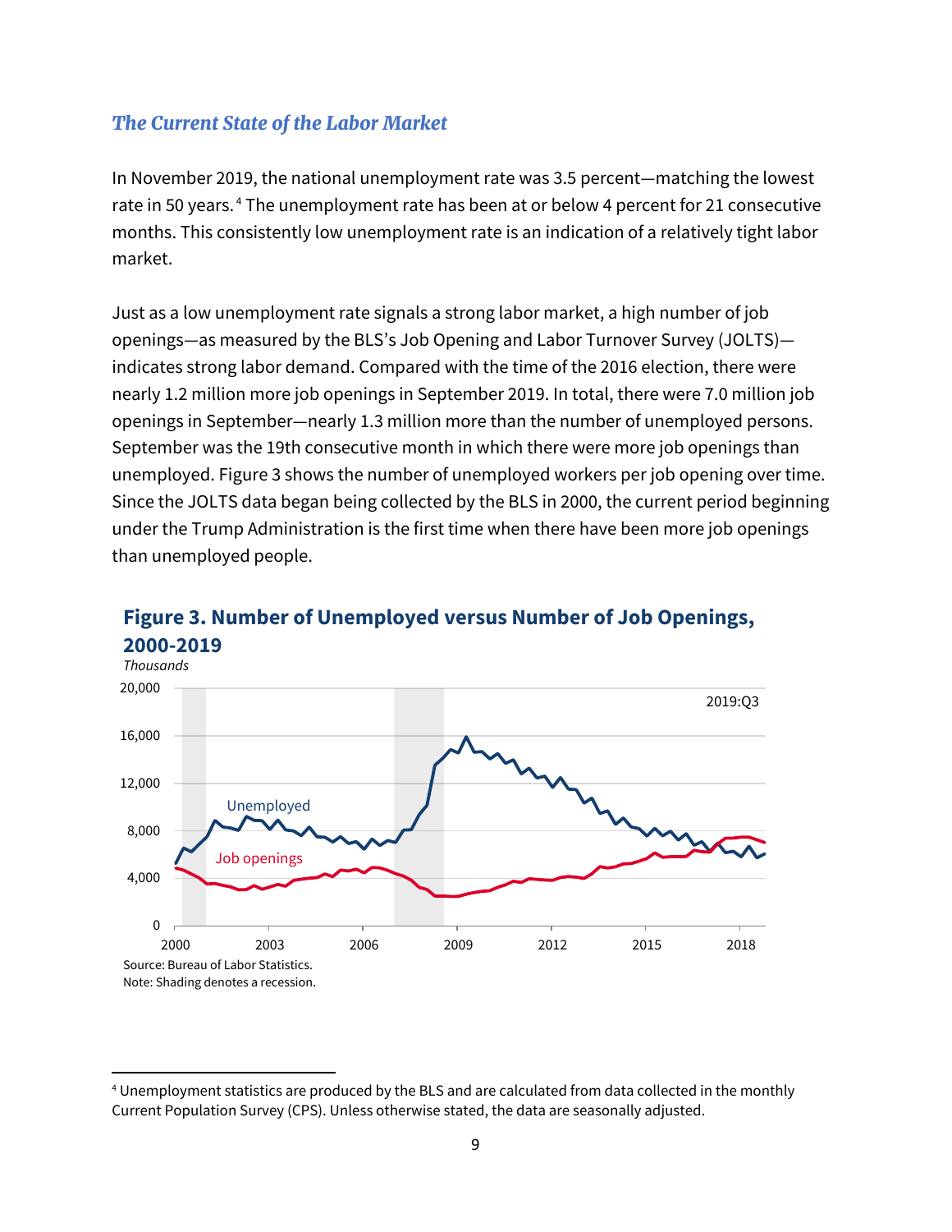### *The Current State of the Labor Market*

In November 2019, the national unemployment rate was 3.5 percent—matching the lowest rate in 50 years.[4] The unemployment rate has been at or below 4 percent for 21 consecutive months. This consistently low unemployment rate is an indication of a relatively tight labor market.

Just as a low unemployment rate signals a strong labor market, a high number of job openings—as measured by the BLS's Job Opening and Labor Turnover Survey (JOLTS)—indicates strong labor demand. Compared with the time of the 2016 election, there were nearly 1.2 million more job openings in September 2019. In total, there were 7.0 million job openings in September—nearly 1.3 million more than the number of unemployed persons. September was the 19th consecutive month in which there were more job openings than unemployed. Figure 3 shows the number of unemployed workers per job opening over time. Since the JOLTS data began being collected by the BLS in 2000, the current period beginning under the Trump Administration is the first time when there have been more job openings than unemployed people.

**Figure 3. Number of Unemployed versus Number of Job Openings, 2000-2019**

Source: Bureau of Labor Statistics.
Note: Shading denotes a recession.

---

[4] Unemployment statistics are produced by the BLS and are calculated from data collected in the monthly Current Population Survey (CPS). Unless otherwise stated, the data are seasonally adjusted.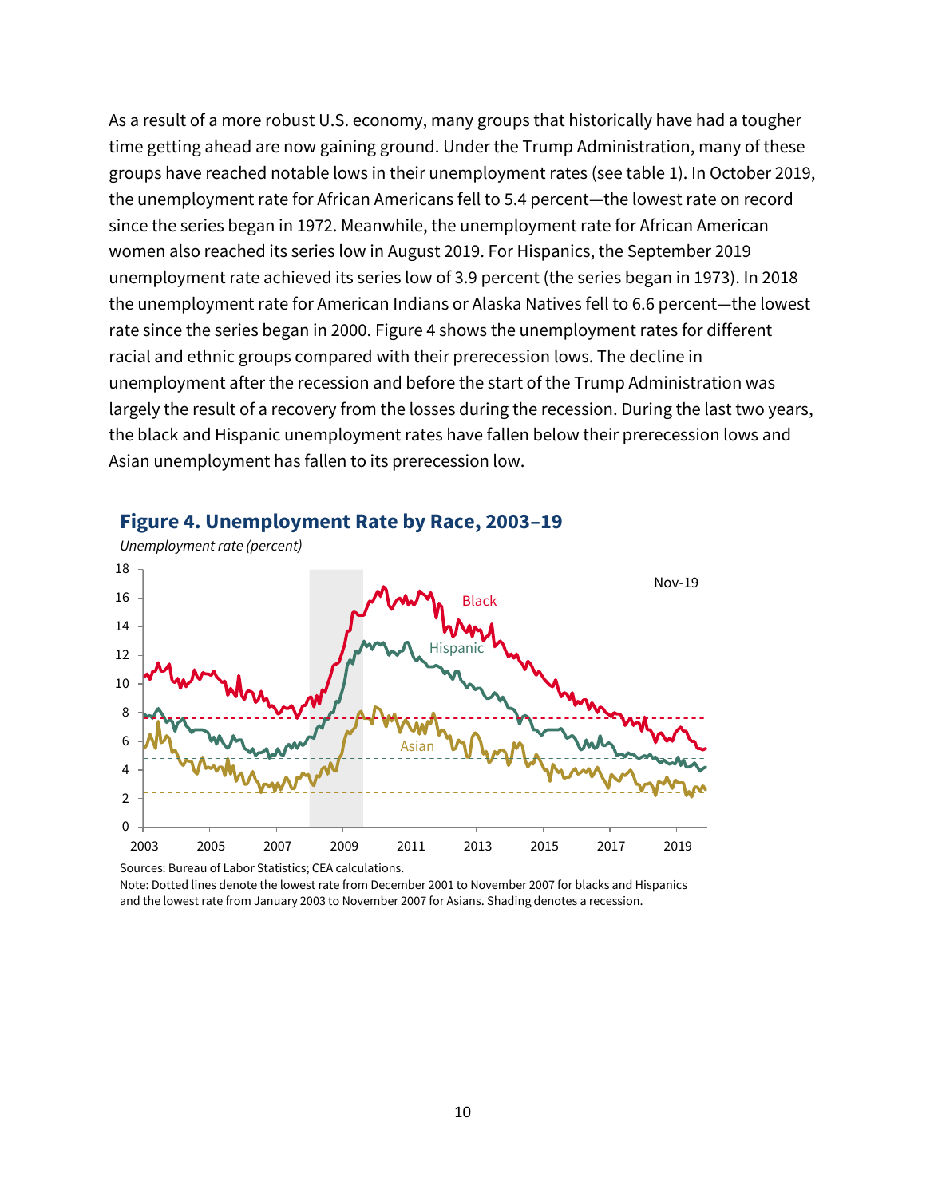As a result of a more robust U.S. economy, many groups that historically have had a tougher time getting ahead are now gaining ground. Under the Trump Administration, many of these groups have reached notable lows in their unemployment rates (see table 1). In October 2019, the unemployment rate for African Americans fell to 5.4 percent—the lowest rate on record since the series began in 1972. Meanwhile, the unemployment rate for African American women also reached its series low in August 2019. For Hispanics, the September 2019 unemployment rate achieved its series low of 3.9 percent (the series began in 1973). In 2018 the unemployment rate for American Indians or Alaska Natives fell to 6.6 percent—the lowest rate since the series began in 2000. Figure 4 shows the unemployment rates for different racial and ethnic groups compared with their prerecession lows. The decline in unemployment after the recession and before the start of the Trump Administration was largely the result of a recovery from the losses during the recession. During the last two years, the black and Hispanic unemployment rates have fallen below their prerecession lows and Asian unemployment has fallen to its prerecession low.

### Figure 4. Unemployment Rate by Race, 2003–19

*Unemployment rate (percent)*

Sources: Bureau of Labor Statistics; CEA calculations.
Note: Dotted lines denote the lowest rate from December 2001 to November 2007 for blacks and Hispanics and the lowest rate from January 2003 to November 2007 for Asians. Shading denotes a recession.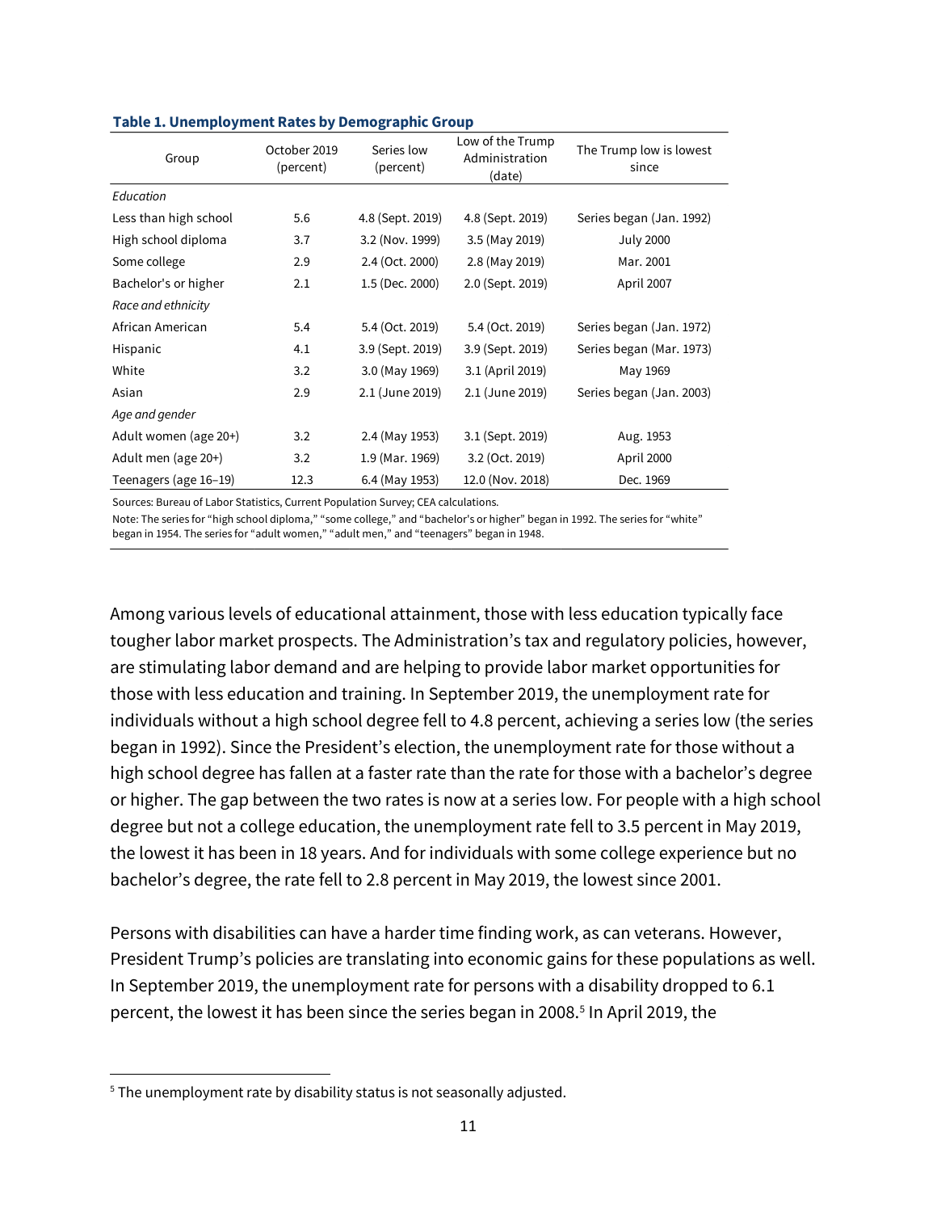**Table 1. Unemployment Rates by Demographic Group**

| Group | October 2019 (percent) | Series low (percent) | Low of the Trump Administration (date) | The Trump low is lowest since |
|---|---|---|---|---|
| *Education* | | | | |
| Less than high school | 5.6 | 4.8 (Sept. 2019) | 4.8 (Sept. 2019) | Series began (Jan. 1992) |
| High school diploma | 3.7 | 3.2 (Nov. 1999) | 3.5 (May 2019) | July 2000 |
| Some college | 2.9 | 2.4 (Oct. 2000) | 2.8 (May 2019) | Mar. 2001 |
| Bachelor's or higher | 2.1 | 1.5 (Dec. 2000) | 2.0 (Sept. 2019) | April 2007 |
| *Race and ethnicity* | | | | |
| African American | 5.4 | 5.4 (Oct. 2019) | 5.4 (Oct. 2019) | Series began (Jan. 1972) |
| Hispanic | 4.1 | 3.9 (Sept. 2019) | 3.9 (Sept. 2019) | Series began (Mar. 1973) |
| White | 3.2 | 3.0 (May 1969) | 3.1 (April 2019) | May 1969 |
| Asian | 2.9 | 2.1 (June 2019) | 2.1 (June 2019) | Series began (Jan. 2003) |
| *Age and gender* | | | | |
| Adult women (age 20+) | 3.2 | 2.4 (May 1953) | 3.1 (Sept. 2019) | Aug. 1953 |
| Adult men (age 20+) | 3.2 | 1.9 (Mar. 1969) | 3.2 (Oct. 2019) | April 2000 |
| Teenagers (age 16–19) | 12.3 | 6.4 (May 1953) | 12.0 (Nov. 2018) | Dec. 1969 |

Sources: Bureau of Labor Statistics, Current Population Survey; CEA calculations.

Note: The series for "high school diploma," "some college," and "bachelor's or higher" began in 1992. The series for "white" began in 1954. The series for "adult women," "adult men," and "teenagers" began in 1948.

Among various levels of educational attainment, those with less education typically face tougher labor market prospects. The Administration's tax and regulatory policies, however, are stimulating labor demand and are helping to provide labor market opportunities for those with less education and training. In September 2019, the unemployment rate for individuals without a high school degree fell to 4.8 percent, achieving a series low (the series began in 1992). Since the President's election, the unemployment rate for those without a high school degree has fallen at a faster rate than the rate for those with a bachelor's degree or higher. The gap between the two rates is now at a series low. For people with a high school degree but not a college education, the unemployment rate fell to 3.5 percent in May 2019, the lowest it has been in 18 years. And for individuals with some college experience but no bachelor's degree, the rate fell to 2.8 percent in May 2019, the lowest since 2001.

Persons with disabilities can have a harder time finding work, as can veterans. However, President Trump's policies are translating into economic gains for these populations as well. In September 2019, the unemployment rate for persons with a disability dropped to 6.1 percent, the lowest it has been since the series began in 2008.[5] In April 2019, the

[5] The unemployment rate by disability status is not seasonally adjusted.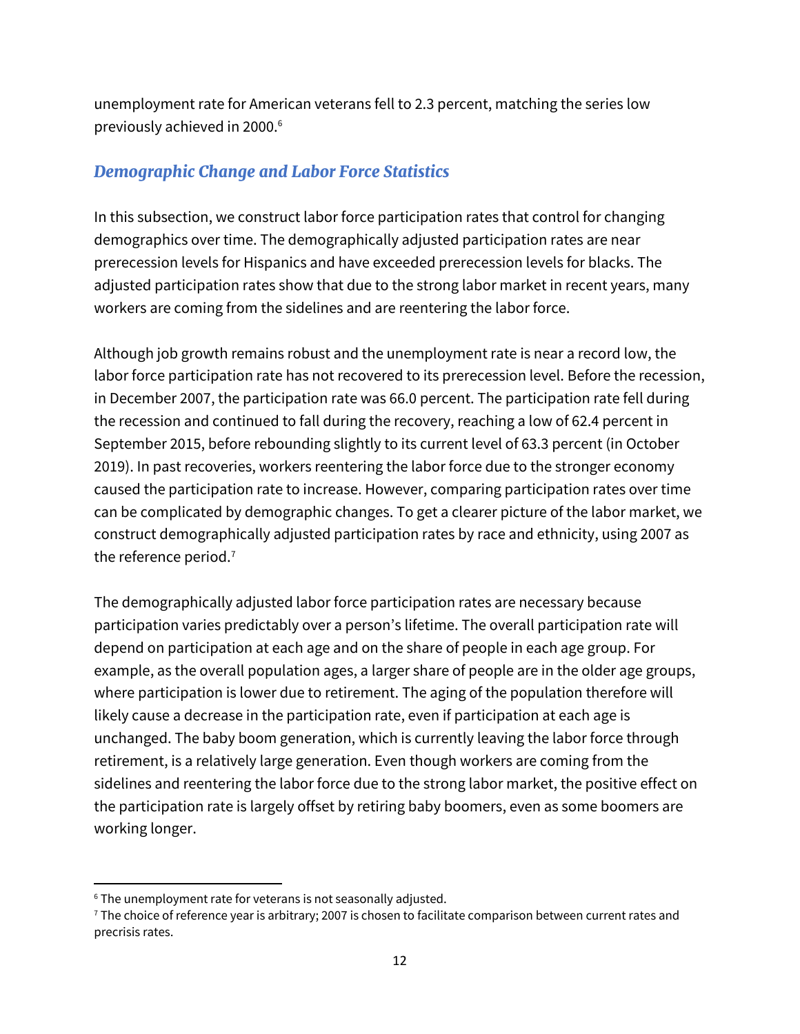unemployment rate for American veterans fell to 2.3 percent, matching the series low previously achieved in 2000.[6]

### *Demographic Change and Labor Force Statistics*

In this subsection, we construct labor force participation rates that control for changing demographics over time. The demographically adjusted participation rates are near prerecession levels for Hispanics and have exceeded prerecession levels for blacks. The adjusted participation rates show that due to the strong labor market in recent years, many workers are coming from the sidelines and are reentering the labor force.

Although job growth remains robust and the unemployment rate is near a record low, the labor force participation rate has not recovered to its prerecession level. Before the recession, in December 2007, the participation rate was 66.0 percent. The participation rate fell during the recession and continued to fall during the recovery, reaching a low of 62.4 percent in September 2015, before rebounding slightly to its current level of 63.3 percent (in October 2019). In past recoveries, workers reentering the labor force due to the stronger economy caused the participation rate to increase. However, comparing participation rates over time can be complicated by demographic changes. To get a clearer picture of the labor market, we construct demographically adjusted participation rates by race and ethnicity, using 2007 as the reference period.[7]

The demographically adjusted labor force participation rates are necessary because participation varies predictably over a person's lifetime. The overall participation rate will depend on participation at each age and on the share of people in each age group. For example, as the overall population ages, a larger share of people are in the older age groups, where participation is lower due to retirement. The aging of the population therefore will likely cause a decrease in the participation rate, even if participation at each age is unchanged. The baby boom generation, which is currently leaving the labor force through retirement, is a relatively large generation. Even though workers are coming from the sidelines and reentering the labor force due to the strong labor market, the positive effect on the participation rate is largely offset by retiring baby boomers, even as some boomers are working longer.

---

[6] The unemployment rate for veterans is not seasonally adjusted.

[7] The choice of reference year is arbitrary; 2007 is chosen to facilitate comparison between current rates and precrisis rates.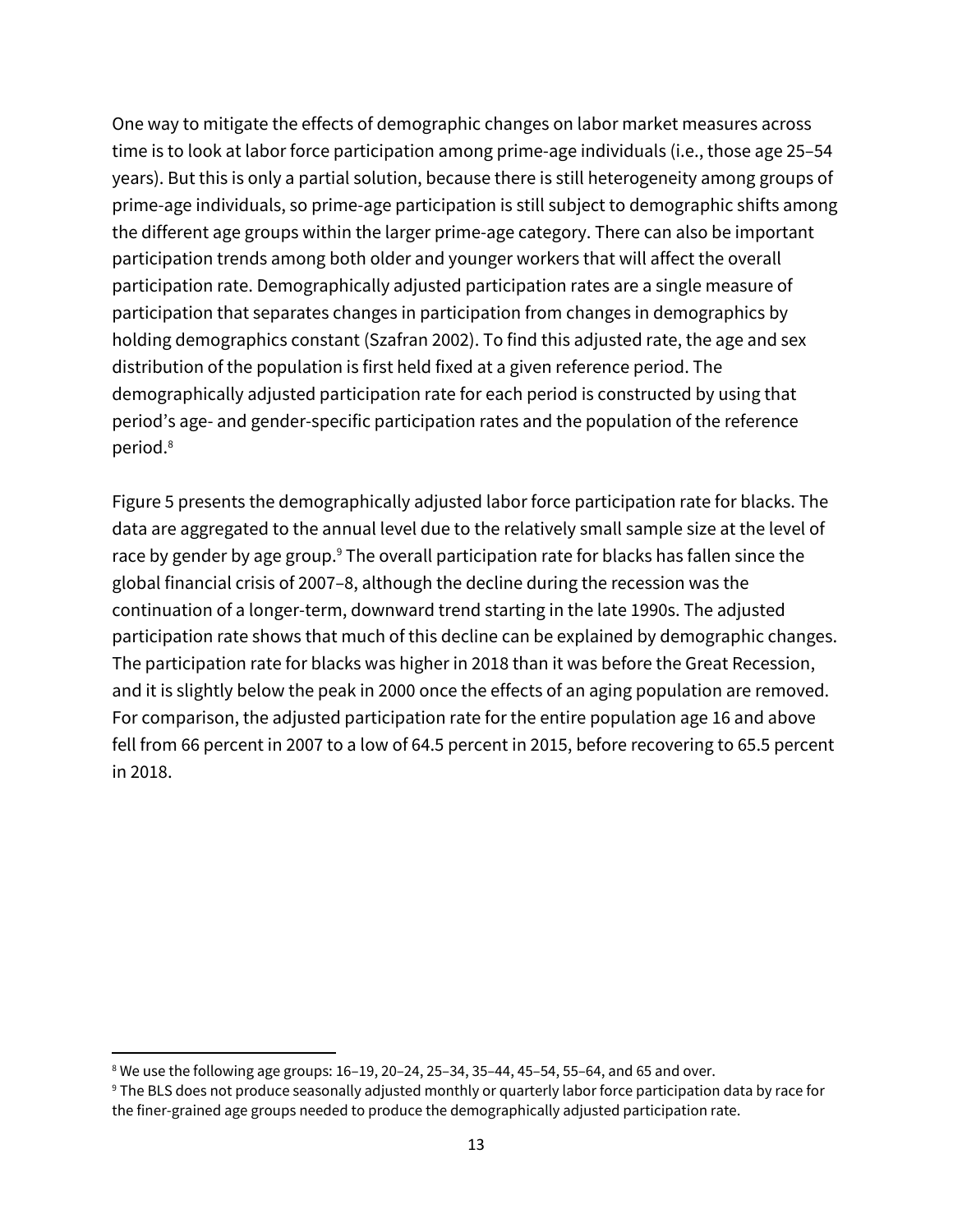One way to mitigate the effects of demographic changes on labor market measures across time is to look at labor force participation among prime-age individuals (i.e., those age 25–54 years). But this is only a partial solution, because there is still heterogeneity among groups of prime-age individuals, so prime-age participation is still subject to demographic shifts among the different age groups within the larger prime-age category. There can also be important participation trends among both older and younger workers that will affect the overall participation rate. Demographically adjusted participation rates are a single measure of participation that separates changes in participation from changes in demographics by holding demographics constant (Szafran 2002). To find this adjusted rate, the age and sex distribution of the population is first held fixed at a given reference period. The demographically adjusted participation rate for each period is constructed by using that period's age- and gender-specific participation rates and the population of the reference period.[8]

Figure 5 presents the demographically adjusted labor force participation rate for blacks. The data are aggregated to the annual level due to the relatively small sample size at the level of race by gender by age group.[9] The overall participation rate for blacks has fallen since the global financial crisis of 2007–8, although the decline during the recession was the continuation of a longer-term, downward trend starting in the late 1990s. The adjusted participation rate shows that much of this decline can be explained by demographic changes. The participation rate for blacks was higher in 2018 than it was before the Great Recession, and it is slightly below the peak in 2000 once the effects of an aging population are removed. For comparison, the adjusted participation rate for the entire population age 16 and above fell from 66 percent in 2007 to a low of 64.5 percent in 2015, before recovering to 65.5 percent in 2018.

---

[8] We use the following age groups: 16–19, 20–24, 25–34, 35–44, 45–54, 55–64, and 65 and over.

[9] The BLS does not produce seasonally adjusted monthly or quarterly labor force participation data by race for the finer-grained age groups needed to produce the demographically adjusted participation rate.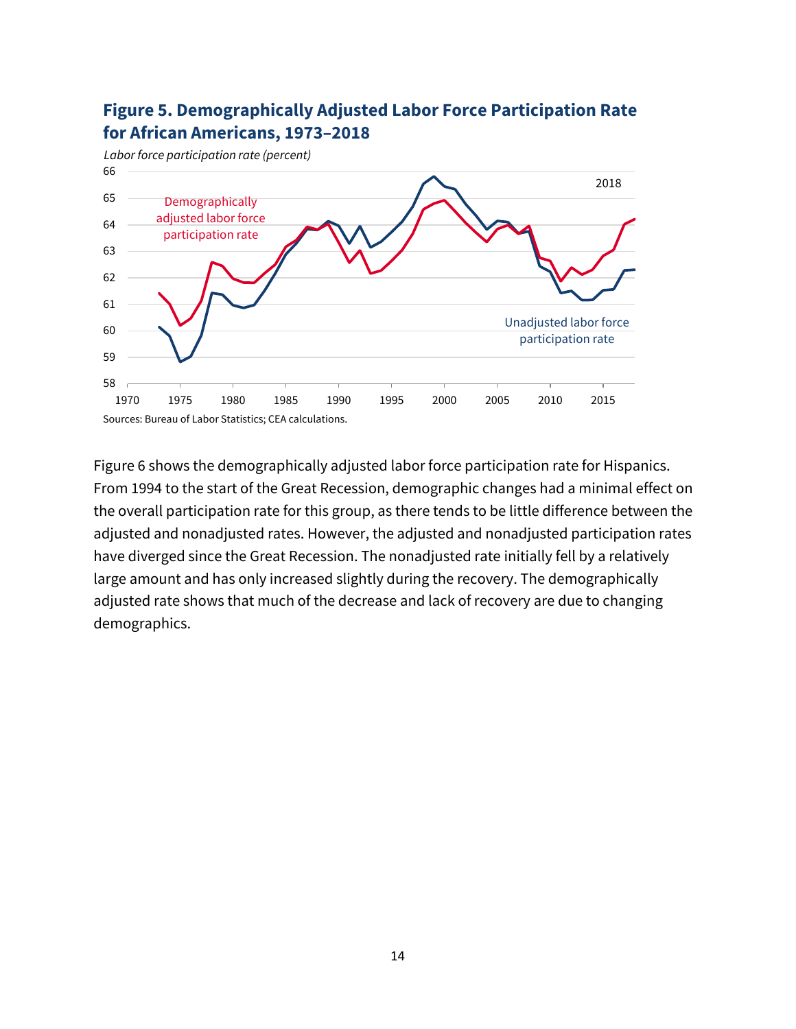**Figure 5. Demographically Adjusted Labor Force Participation Rate for African Americans, 1973–2018**

*Labor force participation rate (percent)*

Sources: Bureau of Labor Statistics; CEA calculations.

Figure 6 shows the demographically adjusted labor force participation rate for Hispanics. From 1994 to the start of the Great Recession, demographic changes had a minimal effect on the overall participation rate for this group, as there tends to be little difference between the adjusted and nonadjusted rates. However, the adjusted and nonadjusted participation rates have diverged since the Great Recession. The nonadjusted rate initially fell by a relatively large amount and has only increased slightly during the recovery. The demographically adjusted rate shows that much of the decrease and lack of recovery are due to changing demographics.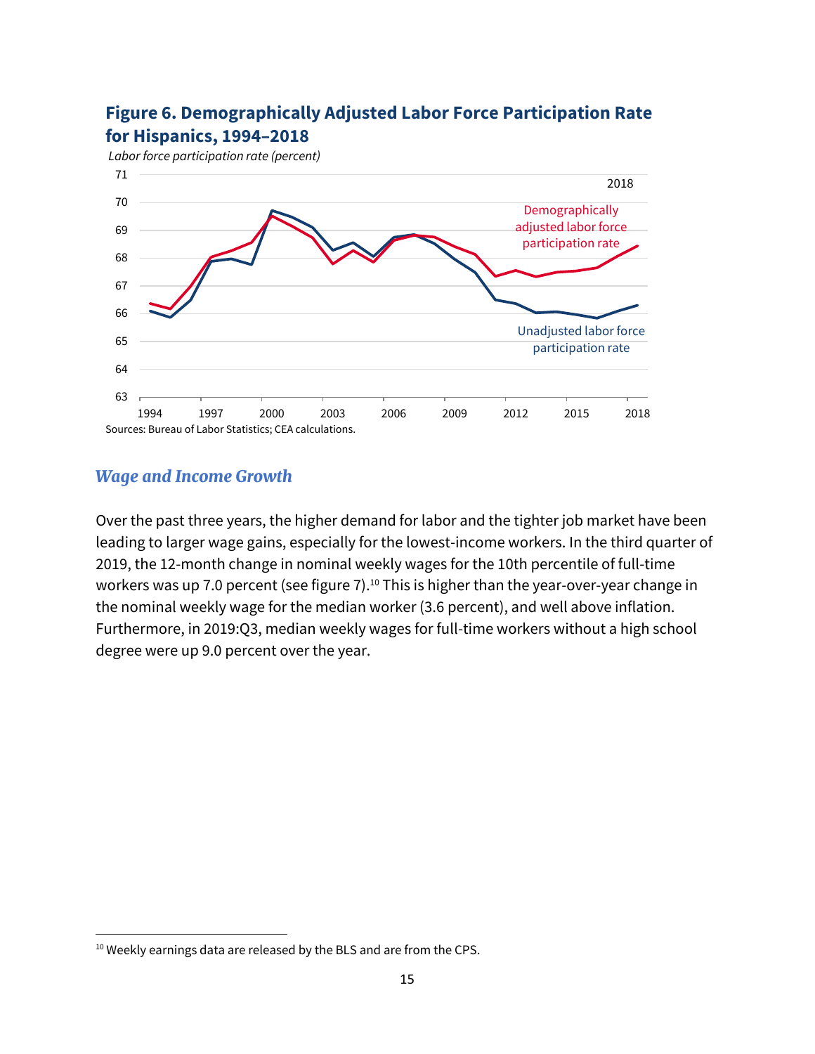**Figure 6. Demographically Adjusted Labor Force Participation Rate for Hispanics, 1994–2018**

Sources: Bureau of Labor Statistics; CEA calculations.

### *Wage and Income Growth*

Over the past three years, the higher demand for labor and the tighter job market have been leading to larger wage gains, especially for the lowest-income workers. In the third quarter of 2019, the 12-month change in nominal weekly wages for the 10th percentile of full-time workers was up 7.0 percent (see figure 7).[10] This is higher than the year-over-year change in the nominal weekly wage for the median worker (3.6 percent), and well above inflation. Furthermore, in 2019:Q3, median weekly wages for full-time workers without a high school degree were up 9.0 percent over the year.

[10] Weekly earnings data are released by the BLS and are from the CPS.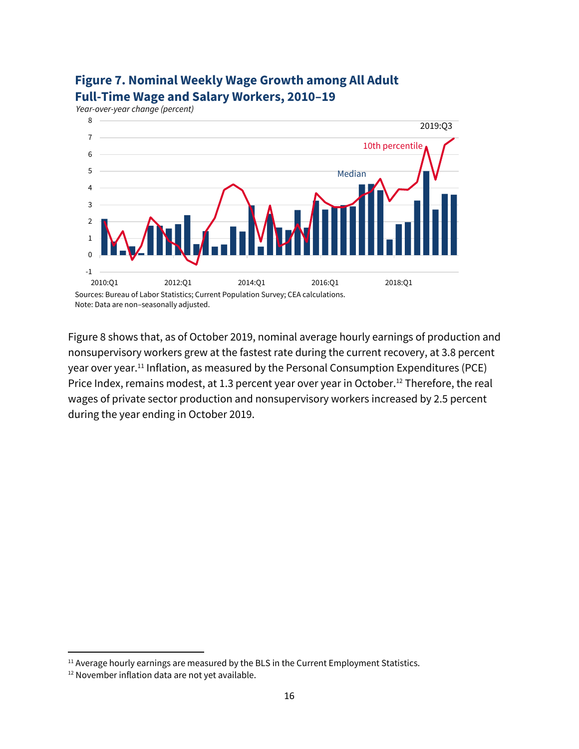**Figure 7. Nominal Weekly Wage Growth among All Adult Full-Time Wage and Salary Workers, 2010–19**

*Year-over-year change (percent)*

Sources: Bureau of Labor Statistics; Current Population Survey; CEA calculations.
Note: Data are non–seasonally adjusted.

Figure 8 shows that, as of October 2019, nominal average hourly earnings of production and nonsupervisory workers grew at the fastest rate during the current recovery, at 3.8 percent year over year.[11] Inflation, as measured by the Personal Consumption Expenditures (PCE) Price Index, remains modest, at 1.3 percent year over year in October.[12] Therefore, the real wages of private sector production and nonsupervisory workers increased by 2.5 percent during the year ending in October 2019.

[11] Average hourly earnings are measured by the BLS in the Current Employment Statistics.
[12] November inflation data are not yet available.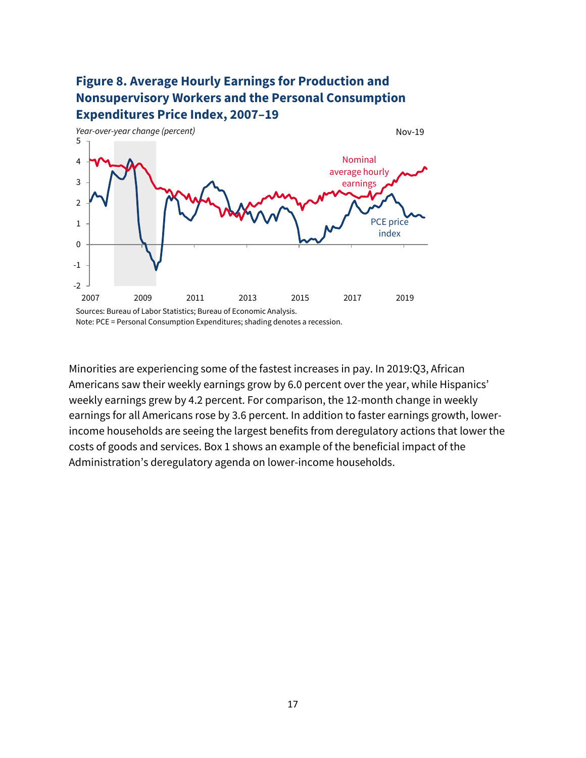**Figure 8. Average Hourly Earnings for Production and Nonsupervisory Workers and the Personal Consumption Expenditures Price Index, 2007–19**

Sources: Bureau of Labor Statistics; Bureau of Economic Analysis.
Note: PCE = Personal Consumption Expenditures; shading denotes a recession.

Minorities are experiencing some of the fastest increases in pay. In 2019:Q3, African Americans saw their weekly earnings grow by 6.0 percent over the year, while Hispanics' weekly earnings grew by 4.2 percent. For comparison, the 12-month change in weekly earnings for all Americans rose by 3.6 percent. In addition to faster earnings growth, lower-income households are seeing the largest benefits from deregulatory actions that lower the costs of goods and services. Box 1 shows an example of the beneficial impact of the Administration's deregulatory agenda on lower-income households.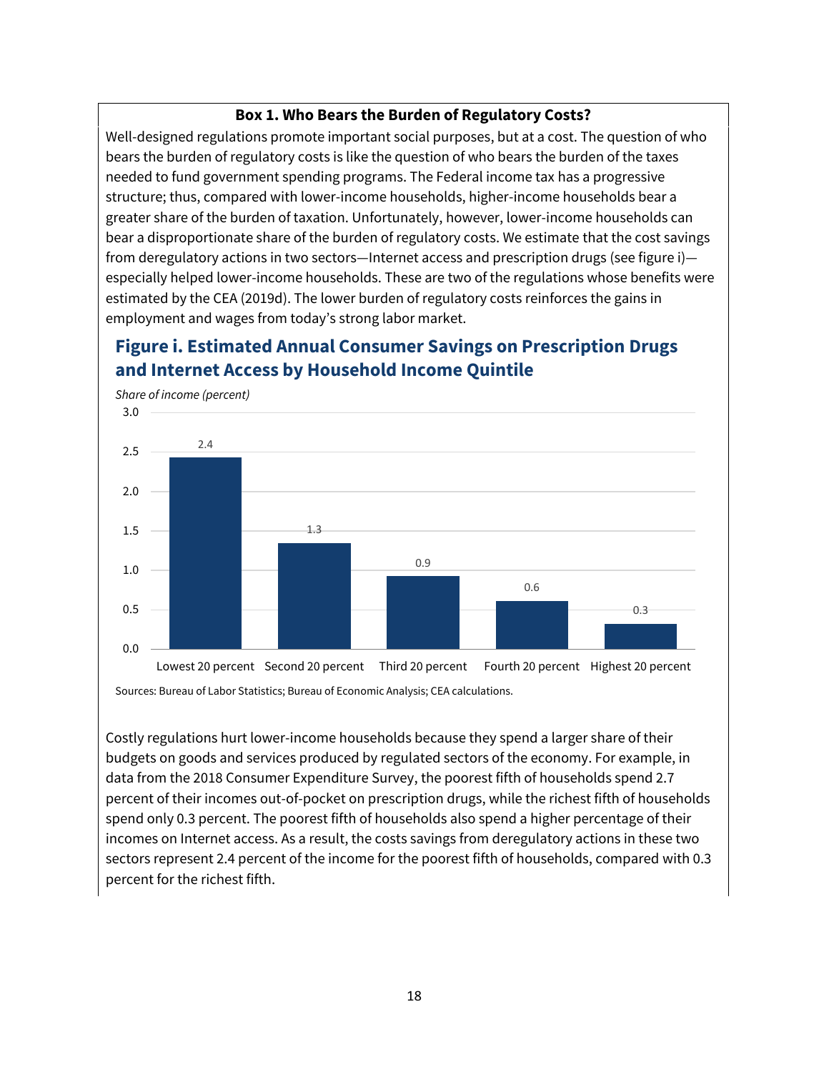**Box 1. Who Bears the Burden of Regulatory Costs?**

Well-designed regulations promote important social purposes, but at a cost. The question of who bears the burden of regulatory costs is like the question of who bears the burden of the taxes needed to fund government spending programs. The Federal income tax has a progressive structure; thus, compared with lower-income households, higher-income households bear a greater share of the burden of taxation. Unfortunately, however, lower-income households can bear a disproportionate share of the burden of regulatory costs. We estimate that the cost savings from deregulatory actions in two sectors—Internet access and prescription drugs (see figure i)—especially helped lower-income households. These are two of the regulations whose benefits were estimated by the CEA (2019d). The lower burden of regulatory costs reinforces the gains in employment and wages from today's strong labor market.

### Figure i. Estimated Annual Consumer Savings on Prescription Drugs and Internet Access by Household Income Quintile

*Share of income (percent)*

| Household income quintile | Share of income (percent) |
| --- | --- |
| Lowest 20 percent | 2.4 |
| Second 20 percent | 1.3 |
| Third 20 percent | 0.9 |
| Fourth 20 percent | 0.6 |
| Highest 20 percent | 0.3 |

Sources: Bureau of Labor Statistics; Bureau of Economic Analysis; CEA calculations.

Costly regulations hurt lower-income households because they spend a larger share of their budgets on goods and services produced by regulated sectors of the economy. For example, in data from the 2018 Consumer Expenditure Survey, the poorest fifth of households spend 2.7 percent of their incomes out-of-pocket on prescription drugs, while the richest fifth of households spend only 0.3 percent. The poorest fifth of households also spend a higher percentage of their incomes on Internet access. As a result, the costs savings from deregulatory actions in these two sectors represent 2.4 percent of the income for the poorest fifth of households, compared with 0.3 percent for the richest fifth.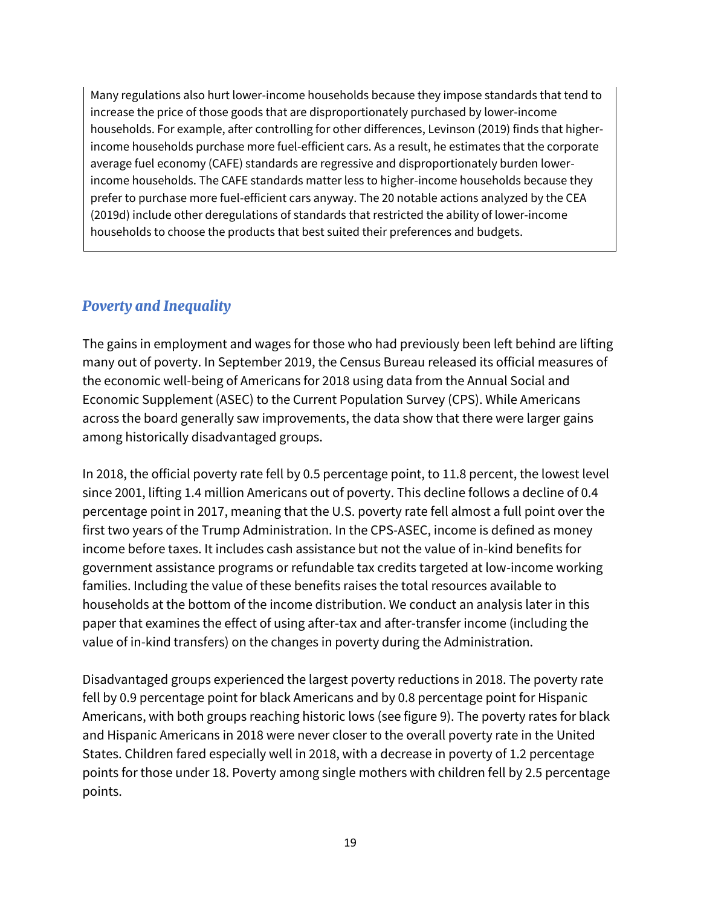Many regulations also hurt lower-income households because they impose standards that tend to increase the price of those goods that are disproportionately purchased by lower-income households. For example, after controlling for other differences, Levinson (2019) finds that higher-income households purchase more fuel-efficient cars. As a result, he estimates that the corporate average fuel economy (CAFE) standards are regressive and disproportionately burden lower-income households. The CAFE standards matter less to higher-income households because they prefer to purchase more fuel-efficient cars anyway. The 20 notable actions analyzed by the CEA (2019d) include other deregulations of standards that restricted the ability of lower-income households to choose the products that best suited their preferences and budgets.

## *Poverty and Inequality*

The gains in employment and wages for those who had previously been left behind are lifting many out of poverty. In September 2019, the Census Bureau released its official measures of the economic well-being of Americans for 2018 using data from the Annual Social and Economic Supplement (ASEC) to the Current Population Survey (CPS). While Americans across the board generally saw improvements, the data show that there were larger gains among historically disadvantaged groups.

In 2018, the official poverty rate fell by 0.5 percentage point, to 11.8 percent, the lowest level since 2001, lifting 1.4 million Americans out of poverty. This decline follows a decline of 0.4 percentage point in 2017, meaning that the U.S. poverty rate fell almost a full point over the first two years of the Trump Administration. In the CPS-ASEC, income is defined as money income before taxes. It includes cash assistance but not the value of in-kind benefits for government assistance programs or refundable tax credits targeted at low-income working families. Including the value of these benefits raises the total resources available to households at the bottom of the income distribution. We conduct an analysis later in this paper that examines the effect of using after-tax and after-transfer income (including the value of in-kind transfers) on the changes in poverty during the Administration.

Disadvantaged groups experienced the largest poverty reductions in 2018. The poverty rate fell by 0.9 percentage point for black Americans and by 0.8 percentage point for Hispanic Americans, with both groups reaching historic lows (see figure 9). The poverty rates for black and Hispanic Americans in 2018 were never closer to the overall poverty rate in the United States. Children fared especially well in 2018, with a decrease in poverty of 1.2 percentage points for those under 18. Poverty among single mothers with children fell by 2.5 percentage points.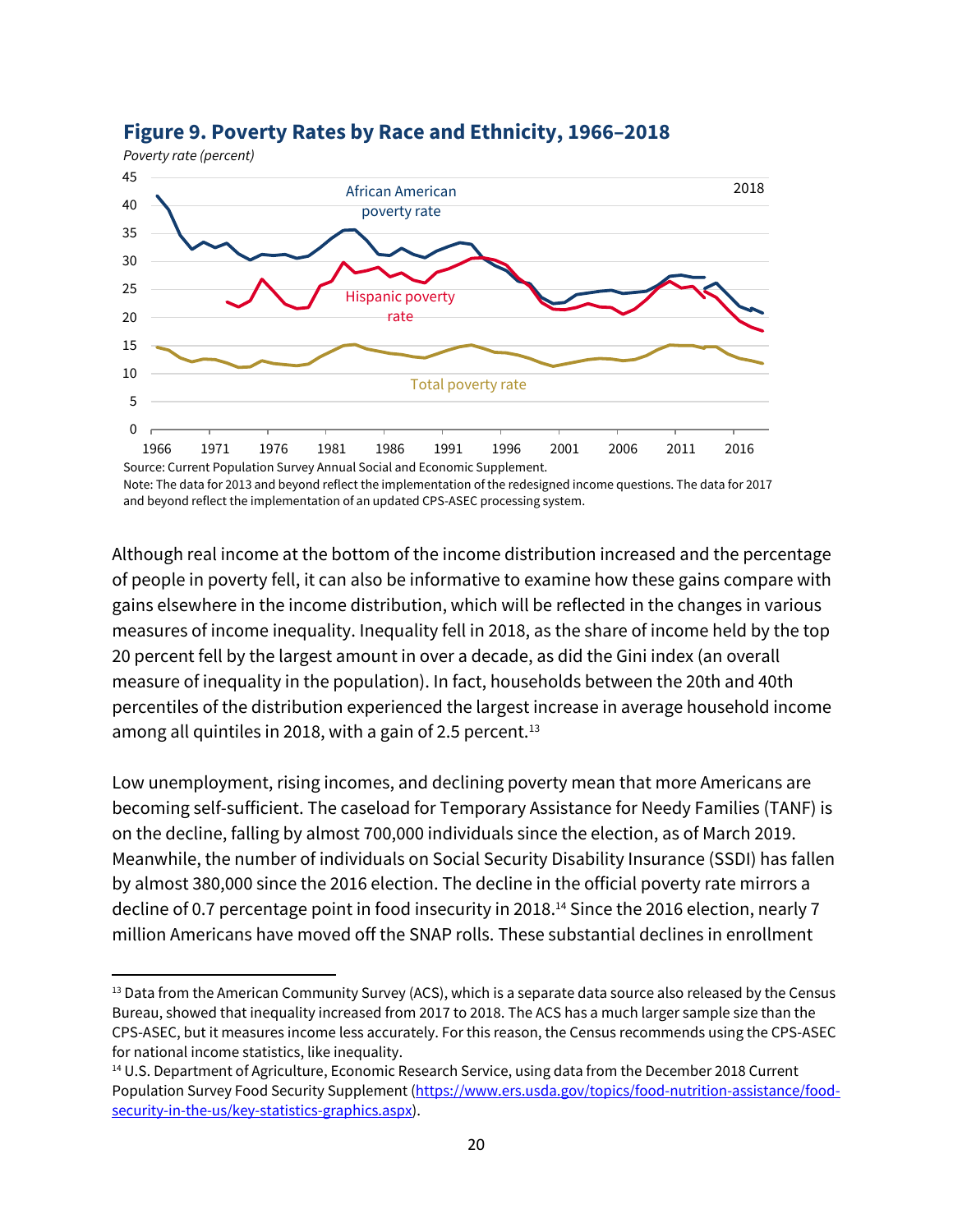**Figure 9. Poverty Rates by Race and Ethnicity, 1966–2018**

Source: Current Population Survey Annual Social and Economic Supplement.
Note: The data for 2013 and beyond reflect the implementation of the redesigned income questions. The data for 2017 and beyond reflect the implementation of an updated CPS-ASEC processing system.

Although real income at the bottom of the income distribution increased and the percentage of people in poverty fell, it can also be informative to examine how these gains compare with gains elsewhere in the income distribution, which will be reflected in the changes in various measures of income inequality. Inequality fell in 2018, as the share of income held by the top 20 percent fell by the largest amount in over a decade, as did the Gini index (an overall measure of inequality in the population). In fact, households between the 20th and 40th percentiles of the distribution experienced the largest increase in average household income among all quintiles in 2018, with a gain of 2.5 percent.[13]

Low unemployment, rising incomes, and declining poverty mean that more Americans are becoming self-sufficient. The caseload for Temporary Assistance for Needy Families (TANF) is on the decline, falling by almost 700,000 individuals since the election, as of March 2019. Meanwhile, the number of individuals on Social Security Disability Insurance (SSDI) has fallen by almost 380,000 since the 2016 election. The decline in the official poverty rate mirrors a decline of 0.7 percentage point in food insecurity in 2018.[14] Since the 2016 election, nearly 7 million Americans have moved off the SNAP rolls. These substantial declines in enrollment

[13] Data from the American Community Survey (ACS), which is a separate data source also released by the Census Bureau, showed that inequality increased from 2017 to 2018. The ACS has a much larger sample size than the CPS-ASEC, but it measures income less accurately. For this reason, the Census recommends using the CPS-ASEC for national income statistics, like inequality.

[14] U.S. Department of Agriculture, Economic Research Service, using data from the December 2018 Current Population Survey Food Security Supplement (https://www.ers.usda.gov/topics/food-nutrition-assistance/food-security-in-the-us/key-statistics-graphics.aspx).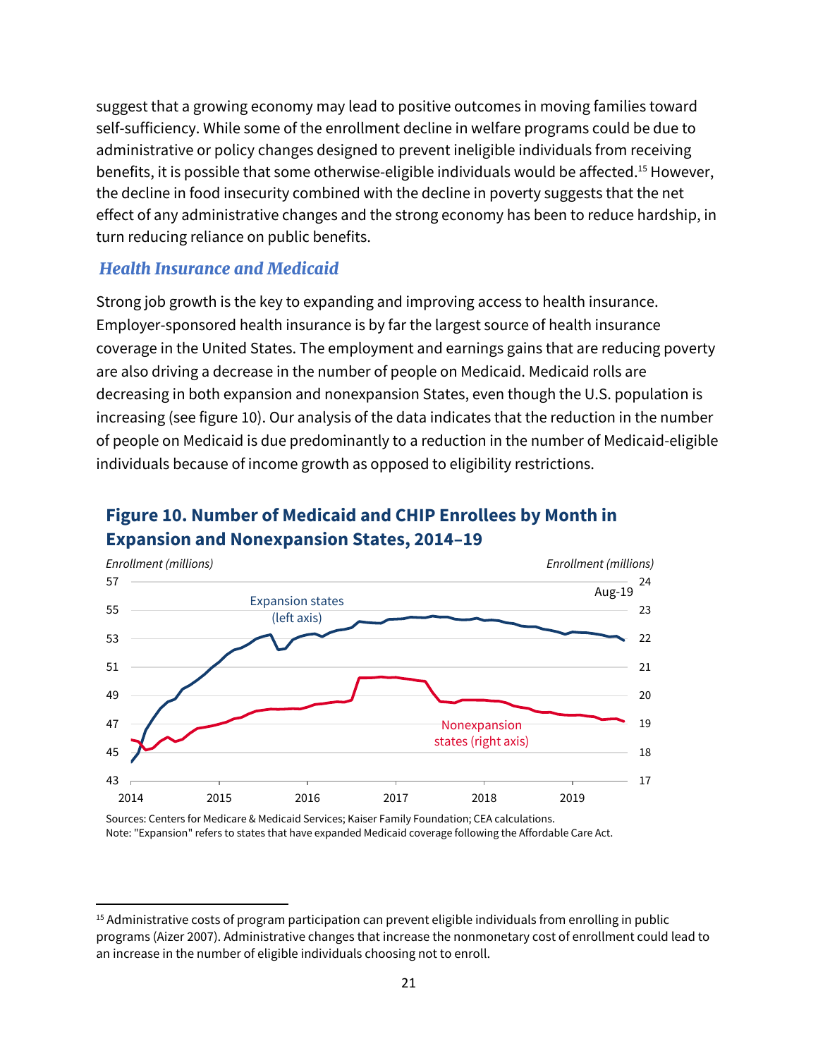suggest that a growing economy may lead to positive outcomes in moving families toward self-sufficiency. While some of the enrollment decline in welfare programs could be due to administrative or policy changes designed to prevent ineligible individuals from receiving benefits, it is possible that some otherwise-eligible individuals would be affected.[15] However, the decline in food insecurity combined with the decline in poverty suggests that the net effect of any administrative changes and the strong economy has been to reduce hardship, in turn reducing reliance on public benefits.

### *Health Insurance and Medicaid*

Strong job growth is the key to expanding and improving access to health insurance. Employer-sponsored health insurance is by far the largest source of health insurance coverage in the United States. The employment and earnings gains that are reducing poverty are also driving a decrease in the number of people on Medicaid. Medicaid rolls are decreasing in both expansion and nonexpansion States, even though the U.S. population is increasing (see figure 10). Our analysis of the data indicates that the reduction in the number of people on Medicaid is due predominantly to a reduction in the number of Medicaid-eligible individuals because of income growth as opposed to eligibility restrictions.

**Figure 10. Number of Medicaid and CHIP Enrollees by Month in Expansion and Nonexpansion States, 2014–19**

Sources: Centers for Medicare & Medicaid Services; Kaiser Family Foundation; CEA calculations.
Note: "Expansion" refers to states that have expanded Medicaid coverage following the Affordable Care Act.

---

[15] Administrative costs of program participation can prevent eligible individuals from enrolling in public programs (Aizer 2007). Administrative changes that increase the nonmonetary cost of enrollment could lead to an increase in the number of eligible individuals choosing not to enroll.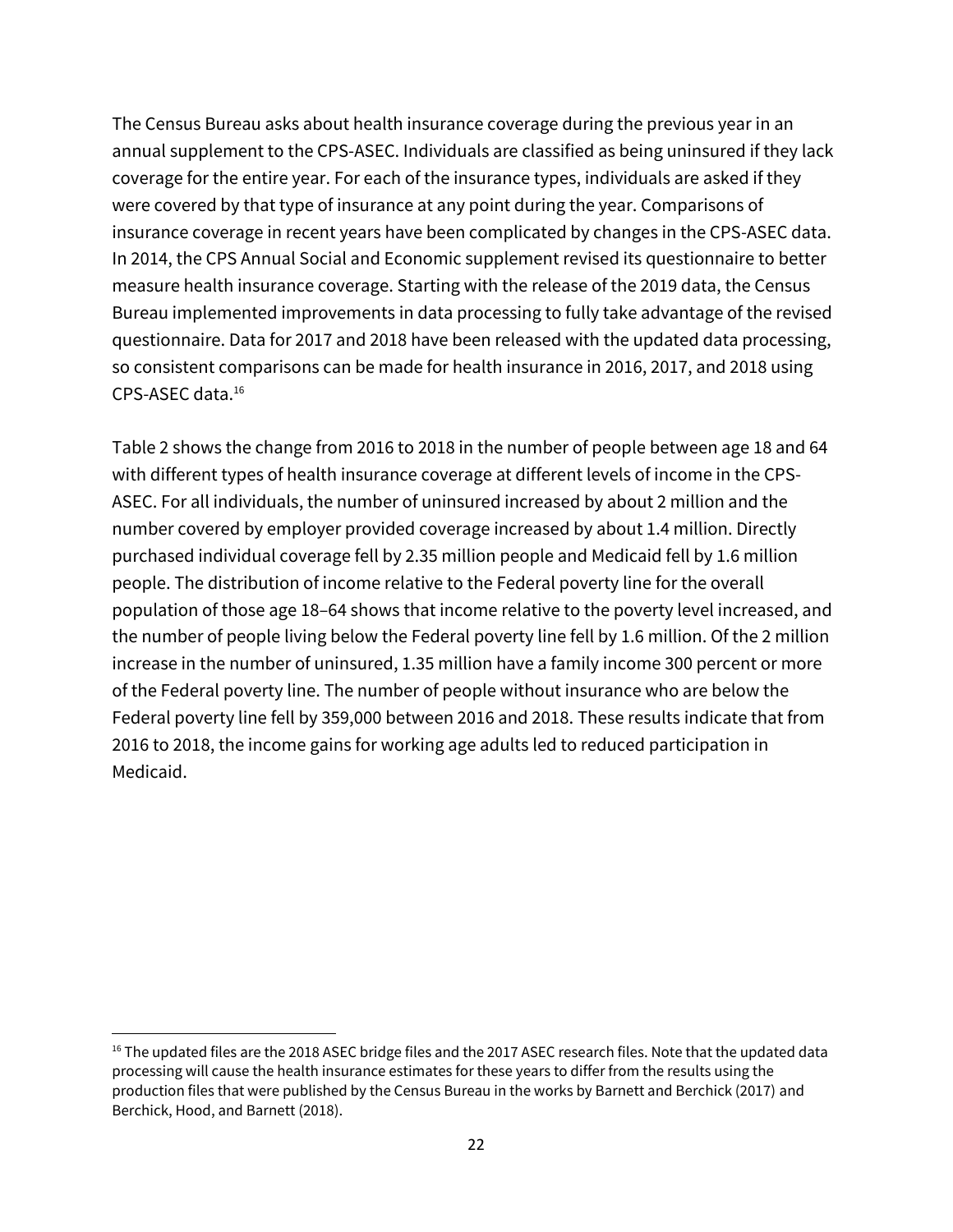The Census Bureau asks about health insurance coverage during the previous year in an annual supplement to the CPS-ASEC. Individuals are classified as being uninsured if they lack coverage for the entire year. For each of the insurance types, individuals are asked if they were covered by that type of insurance at any point during the year. Comparisons of insurance coverage in recent years have been complicated by changes in the CPS-ASEC data. In 2014, the CPS Annual Social and Economic supplement revised its questionnaire to better measure health insurance coverage. Starting with the release of the 2019 data, the Census Bureau implemented improvements in data processing to fully take advantage of the revised questionnaire. Data for 2017 and 2018 have been released with the updated data processing, so consistent comparisons can be made for health insurance in 2016, 2017, and 2018 using CPS-ASEC data.[16]

Table 2 shows the change from 2016 to 2018 in the number of people between age 18 and 64 with different types of health insurance coverage at different levels of income in the CPS-ASEC. For all individuals, the number of uninsured increased by about 2 million and the number covered by employer provided coverage increased by about 1.4 million. Directly purchased individual coverage fell by 2.35 million people and Medicaid fell by 1.6 million people. The distribution of income relative to the Federal poverty line for the overall population of those age 18–64 shows that income relative to the poverty level increased, and the number of people living below the Federal poverty line fell by 1.6 million. Of the 2 million increase in the number of uninsured, 1.35 million have a family income 300 percent or more of the Federal poverty line. The number of people without insurance who are below the Federal poverty line fell by 359,000 between 2016 and 2018. These results indicate that from 2016 to 2018, the income gains for working age adults led to reduced participation in Medicaid.

[16] The updated files are the 2018 ASEC bridge files and the 2017 ASEC research files. Note that the updated data processing will cause the health insurance estimates for these years to differ from the results using the production files that were published by the Census Bureau in the works by Barnett and Berchick (2017) and Berchick, Hood, and Barnett (2018).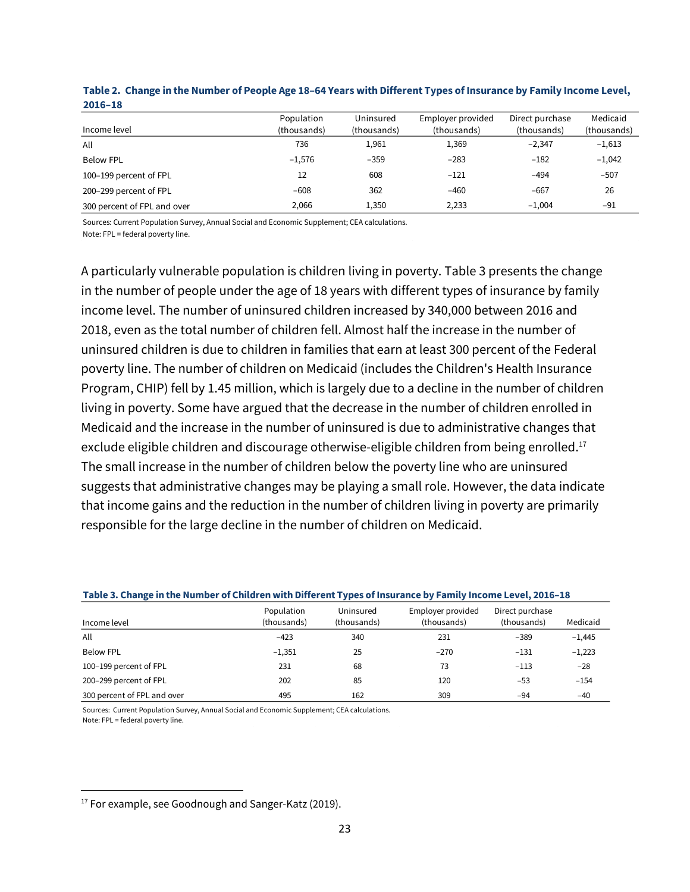**Table 2. Change in the Number of People Age 18–64 Years with Different Types of Insurance by Family Income Level, 2016–18**

| Income level | Population (thousands) | Uninsured (thousands) | Employer provided (thousands) | Direct purchase (thousands) | Medicaid (thousands) |
|---|---|---|---|---|---|
| All | 736 | 1,961 | 1,369 | −2,347 | −1,613 |
| Below FPL | −1,576 | −359 | −283 | −182 | −1,042 |
| 100–199 percent of FPL | 12 | 608 | −121 | −494 | −507 |
| 200–299 percent of FPL | −608 | 362 | −460 | −667 | 26 |
| 300 percent of FPL and over | 2,066 | 1,350 | 2,233 | −1,004 | −91 |

Sources: Current Population Survey, Annual Social and Economic Supplement; CEA calculations.
Note: FPL = federal poverty line.

A particularly vulnerable population is children living in poverty. Table 3 presents the change in the number of people under the age of 18 years with different types of insurance by family income level. The number of uninsured children increased by 340,000 between 2016 and 2018, even as the total number of children fell. Almost half the increase in the number of uninsured children is due to children in families that earn at least 300 percent of the Federal poverty line. The number of children on Medicaid (includes the Children's Health Insurance Program, CHIP) fell by 1.45 million, which is largely due to a decline in the number of children living in poverty. Some have argued that the decrease in the number of children enrolled in Medicaid and the increase in the number of uninsured is due to administrative changes that exclude eligible children and discourage otherwise-eligible children from being enrolled.[17] The small increase in the number of children below the poverty line who are uninsured suggests that administrative changes may be playing a small role. However, the data indicate that income gains and the reduction in the number of children living in poverty are primarily responsible for the large decline in the number of children on Medicaid.

**Table 3. Change in the Number of Children with Different Types of Insurance by Family Income Level, 2016–18**

| Income level | Population (thousands) | Uninsured (thousands) | Employer provided (thousands) | Direct purchase (thousands) | Medicaid |
|---|---|---|---|---|---|
| All | −423 | 340 | 231 | −389 | −1,445 |
| Below FPL | −1,351 | 25 | −270 | −131 | −1,223 |
| 100–199 percent of FPL | 231 | 68 | 73 | −113 | −28 |
| 200–299 percent of FPL | 202 | 85 | 120 | −53 | −154 |
| 300 percent of FPL and over | 495 | 162 | 309 | −94 | −40 |

Sources: Current Population Survey, Annual Social and Economic Supplement; CEA calculations.
Note: FPL = federal poverty line.

[17] For example, see Goodnough and Sanger-Katz (2019).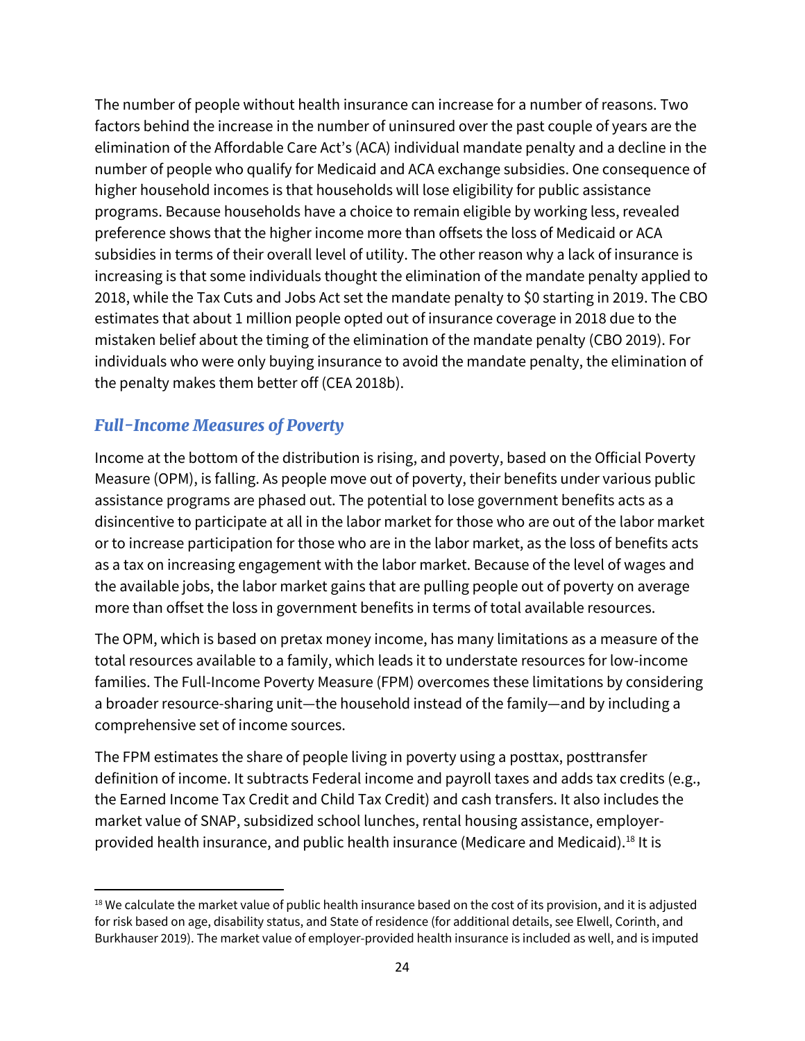The number of people without health insurance can increase for a number of reasons. Two factors behind the increase in the number of uninsured over the past couple of years are the elimination of the Affordable Care Act's (ACA) individual mandate penalty and a decline in the number of people who qualify for Medicaid and ACA exchange subsidies. One consequence of higher household incomes is that households will lose eligibility for public assistance programs. Because households have a choice to remain eligible by working less, revealed preference shows that the higher income more than offsets the loss of Medicaid or ACA subsidies in terms of their overall level of utility. The other reason why a lack of insurance is increasing is that some individuals thought the elimination of the mandate penalty applied to 2018, while the Tax Cuts and Jobs Act set the mandate penalty to $0 starting in 2019. The CBO estimates that about 1 million people opted out of insurance coverage in 2018 due to the mistaken belief about the timing of the elimination of the mandate penalty (CBO 2019). For individuals who were only buying insurance to avoid the mandate penalty, the elimination of the penalty makes them better off (CEA 2018b).

### *Full-Income Measures of Poverty*

Income at the bottom of the distribution is rising, and poverty, based on the Official Poverty Measure (OPM), is falling. As people move out of poverty, their benefits under various public assistance programs are phased out. The potential to lose government benefits acts as a disincentive to participate at all in the labor market for those who are out of the labor market or to increase participation for those who are in the labor market, as the loss of benefits acts as a tax on increasing engagement with the labor market. Because of the level of wages and the available jobs, the labor market gains that are pulling people out of poverty on average more than offset the loss in government benefits in terms of total available resources.

The OPM, which is based on pretax money income, has many limitations as a measure of the total resources available to a family, which leads it to understate resources for low-income families. The Full-Income Poverty Measure (FPM) overcomes these limitations by considering a broader resource-sharing unit—the household instead of the family—and by including a comprehensive set of income sources.

The FPM estimates the share of people living in poverty using a posttax, posttransfer definition of income. It subtracts Federal income and payroll taxes and adds tax credits (e.g., the Earned Income Tax Credit and Child Tax Credit) and cash transfers. It also includes the market value of SNAP, subsidized school lunches, rental housing assistance, employer-provided health insurance, and public health insurance (Medicare and Medicaid).[18] It is

[18] We calculate the market value of public health insurance based on the cost of its provision, and it is adjusted for risk based on age, disability status, and State of residence (for additional details, see Elwell, Corinth, and Burkhauser 2019). The market value of employer-provided health insurance is included as well, and is imputed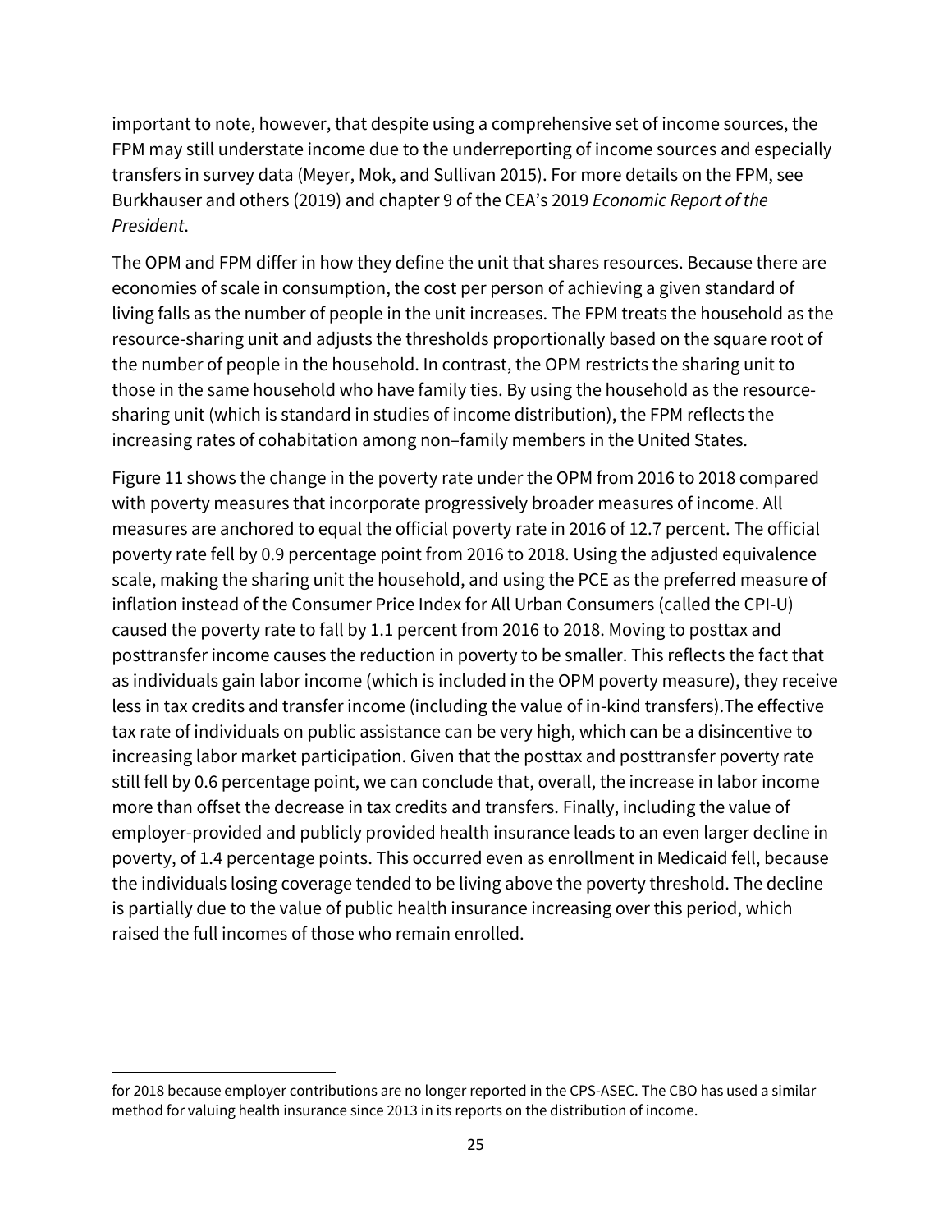important to note, however, that despite using a comprehensive set of income sources, the FPM may still understate income due to the underreporting of income sources and especially transfers in survey data (Meyer, Mok, and Sullivan 2015). For more details on the FPM, see Burkhauser and others (2019) and chapter 9 of the CEA's 2019 *Economic Report of the President*.

The OPM and FPM differ in how they define the unit that shares resources. Because there are economies of scale in consumption, the cost per person of achieving a given standard of living falls as the number of people in the unit increases. The FPM treats the household as the resource-sharing unit and adjusts the thresholds proportionally based on the square root of the number of people in the household. In contrast, the OPM restricts the sharing unit to those in the same household who have family ties. By using the household as the resource-sharing unit (which is standard in studies of income distribution), the FPM reflects the increasing rates of cohabitation among non–family members in the United States.

Figure 11 shows the change in the poverty rate under the OPM from 2016 to 2018 compared with poverty measures that incorporate progressively broader measures of income. All measures are anchored to equal the official poverty rate in 2016 of 12.7 percent. The official poverty rate fell by 0.9 percentage point from 2016 to 2018. Using the adjusted equivalence scale, making the sharing unit the household, and using the PCE as the preferred measure of inflation instead of the Consumer Price Index for All Urban Consumers (called the CPI-U) caused the poverty rate to fall by 1.1 percent from 2016 to 2018. Moving to posttax and posttransfer income causes the reduction in poverty to be smaller. This reflects the fact that as individuals gain labor income (which is included in the OPM poverty measure), they receive less in tax credits and transfer income (including the value of in-kind transfers).The effective tax rate of individuals on public assistance can be very high, which can be a disincentive to increasing labor market participation. Given that the posttax and posttransfer poverty rate still fell by 0.6 percentage point, we can conclude that, overall, the increase in labor income more than offset the decrease in tax credits and transfers. Finally, including the value of employer-provided and publicly provided health insurance leads to an even larger decline in poverty, of 1.4 percentage points. This occurred even as enrollment in Medicaid fell, because the individuals losing coverage tended to be living above the poverty threshold. The decline is partially due to the value of public health insurance increasing over this period, which raised the full incomes of those who remain enrolled.

for 2018 because employer contributions are no longer reported in the CPS-ASEC. The CBO has used a similar method for valuing health insurance since 2013 in its reports on the distribution of income.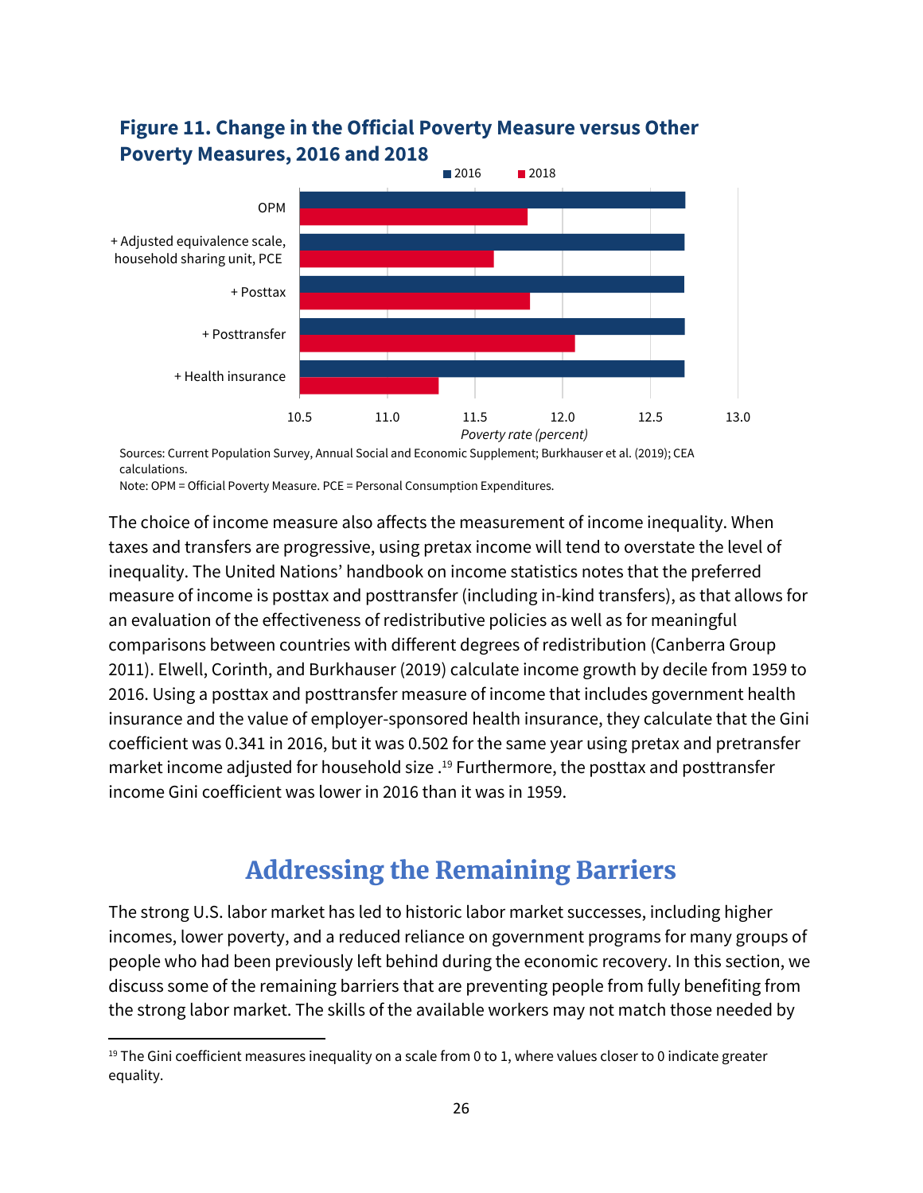**Figure 11. Change in the Official Poverty Measure versus Other Poverty Measures, 2016 and 2018**

Sources: Current Population Survey, Annual Social and Economic Supplement; Burkhauser et al. (2019); CEA calculations.
Note: OPM = Official Poverty Measure. PCE = Personal Consumption Expenditures.

The choice of income measure also affects the measurement of income inequality. When taxes and transfers are progressive, using pretax income will tend to overstate the level of inequality. The United Nations' handbook on income statistics notes that the preferred measure of income is posttax and posttransfer (including in-kind transfers), as that allows for an evaluation of the effectiveness of redistributive policies as well as for meaningful comparisons between countries with different degrees of redistribution (Canberra Group 2011). Elwell, Corinth, and Burkhauser (2019) calculate income growth by decile from 1959 to 2016. Using a posttax and posttransfer measure of income that includes government health insurance and the value of employer-sponsored health insurance, they calculate that the Gini coefficient was 0.341 in 2016, but it was 0.502 for the same year using pretax and pretransfer market income adjusted for household size .[19] Furthermore, the posttax and posttransfer income Gini coefficient was lower in 2016 than it was in 1959.

## Addressing the Remaining Barriers

The strong U.S. labor market has led to historic labor market successes, including higher incomes, lower poverty, and a reduced reliance on government programs for many groups of people who had been previously left behind during the economic recovery. In this section, we discuss some of the remaining barriers that are preventing people from fully benefiting from the strong labor market. The skills of the available workers may not match those needed by

---

[19] The Gini coefficient measures inequality on a scale from 0 to 1, where values closer to 0 indicate greater equality.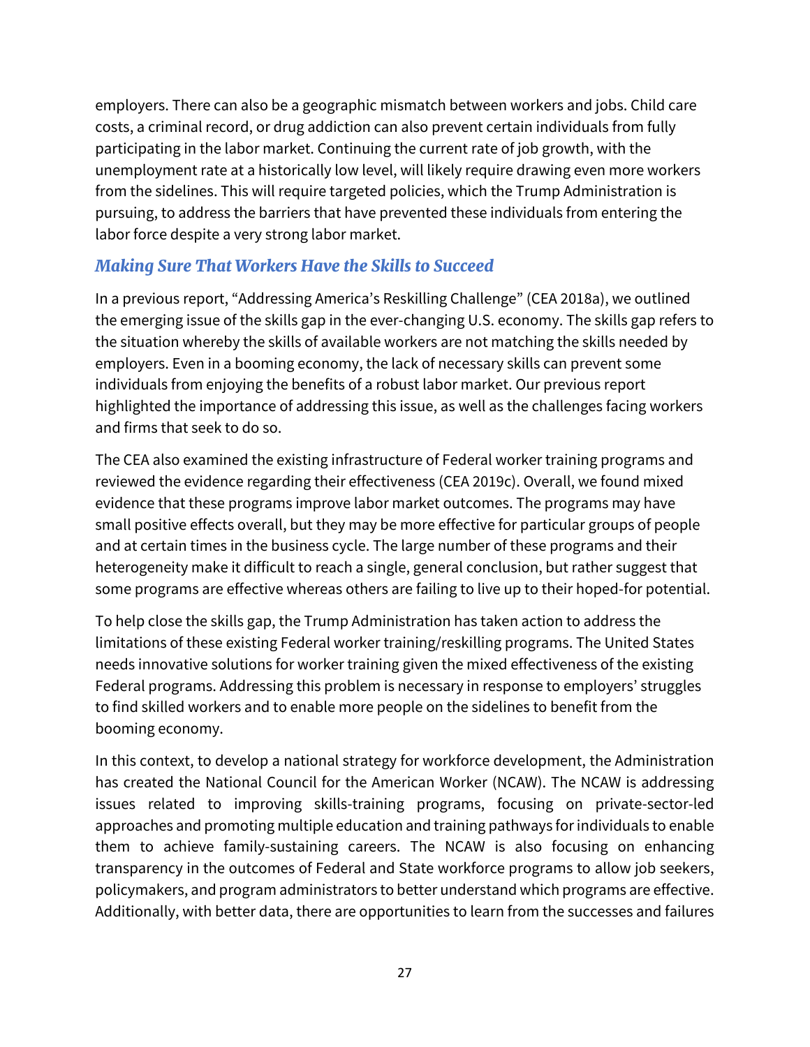employers. There can also be a geographic mismatch between workers and jobs. Child care costs, a criminal record, or drug addiction can also prevent certain individuals from fully participating in the labor market. Continuing the current rate of job growth, with the unemployment rate at a historically low level, will likely require drawing even more workers from the sidelines. This will require targeted policies, which the Trump Administration is pursuing, to address the barriers that have prevented these individuals from entering the labor force despite a very strong labor market.

### *Making Sure That Workers Have the Skills to Succeed*

In a previous report, "Addressing America's Reskilling Challenge" (CEA 2018a), we outlined the emerging issue of the skills gap in the ever-changing U.S. economy. The skills gap refers to the situation whereby the skills of available workers are not matching the skills needed by employers. Even in a booming economy, the lack of necessary skills can prevent some individuals from enjoying the benefits of a robust labor market. Our previous report highlighted the importance of addressing this issue, as well as the challenges facing workers and firms that seek to do so.

The CEA also examined the existing infrastructure of Federal worker training programs and reviewed the evidence regarding their effectiveness (CEA 2019c). Overall, we found mixed evidence that these programs improve labor market outcomes. The programs may have small positive effects overall, but they may be more effective for particular groups of people and at certain times in the business cycle. The large number of these programs and their heterogeneity make it difficult to reach a single, general conclusion, but rather suggest that some programs are effective whereas others are failing to live up to their hoped-for potential.

To help close the skills gap, the Trump Administration has taken action to address the limitations of these existing Federal worker training/reskilling programs. The United States needs innovative solutions for worker training given the mixed effectiveness of the existing Federal programs. Addressing this problem is necessary in response to employers' struggles to find skilled workers and to enable more people on the sidelines to benefit from the booming economy.

In this context, to develop a national strategy for workforce development, the Administration has created the National Council for the American Worker (NCAW). The NCAW is addressing issues related to improving skills-training programs, focusing on private-sector-led approaches and promoting multiple education and training pathways for individuals to enable them to achieve family-sustaining careers. The NCAW is also focusing on enhancing transparency in the outcomes of Federal and State workforce programs to allow job seekers, policymakers, and program administrators to better understand which programs are effective. Additionally, with better data, there are opportunities to learn from the successes and failures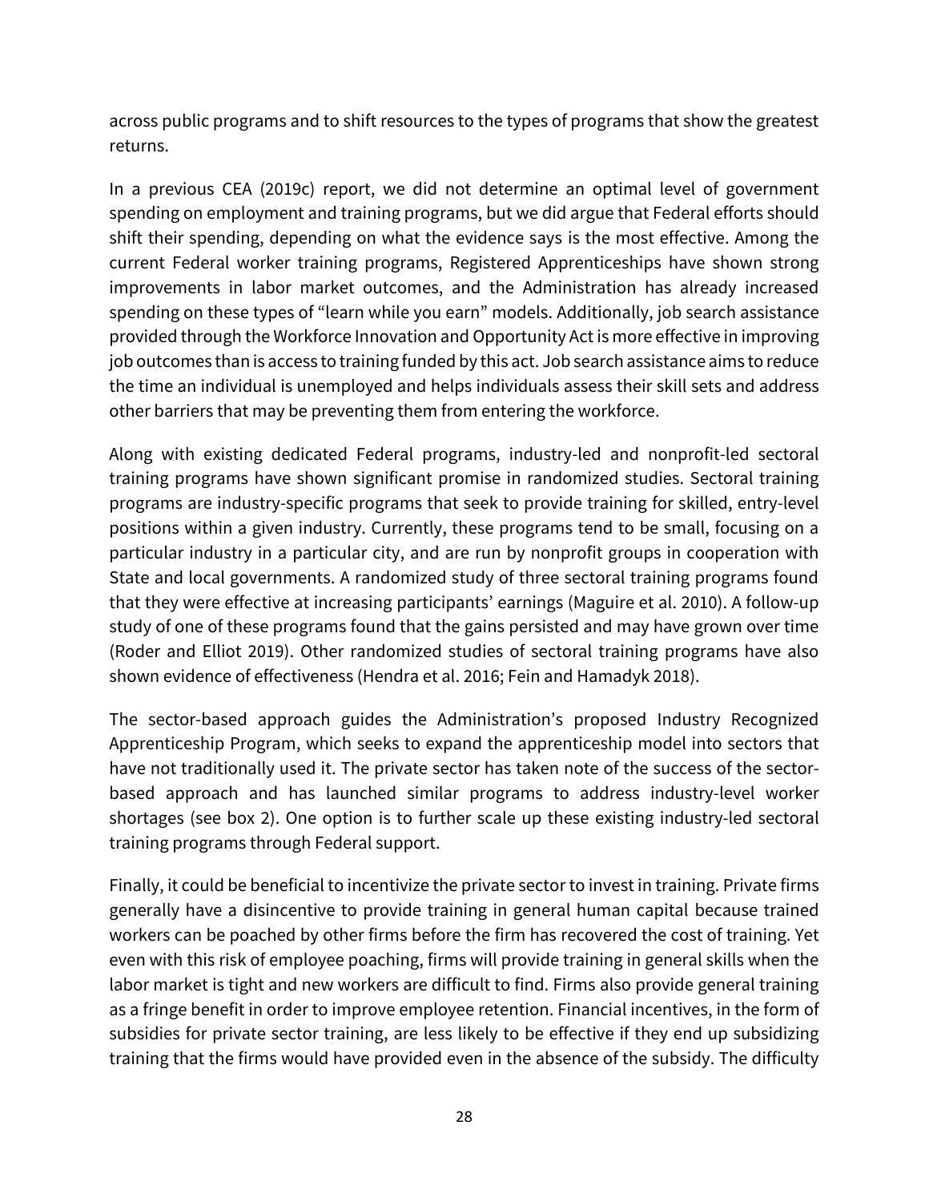across public programs and to shift resources to the types of programs that show the greatest returns.

In a previous CEA (2019c) report, we did not determine an optimal level of government spending on employment and training programs, but we did argue that Federal efforts should shift their spending, depending on what the evidence says is the most effective. Among the current Federal worker training programs, Registered Apprenticeships have shown strong improvements in labor market outcomes, and the Administration has already increased spending on these types of "learn while you earn" models. Additionally, job search assistance provided through the Workforce Innovation and Opportunity Act is more effective in improving job outcomes than is access to training funded by this act. Job search assistance aims to reduce the time an individual is unemployed and helps individuals assess their skill sets and address other barriers that may be preventing them from entering the workforce.

Along with existing dedicated Federal programs, industry-led and nonprofit-led sectoral training programs have shown significant promise in randomized studies. Sectoral training programs are industry-specific programs that seek to provide training for skilled, entry-level positions within a given industry. Currently, these programs tend to be small, focusing on a particular industry in a particular city, and are run by nonprofit groups in cooperation with State and local governments. A randomized study of three sectoral training programs found that they were effective at increasing participants' earnings (Maguire et al. 2010). A follow-up study of one of these programs found that the gains persisted and may have grown over time (Roder and Elliot 2019). Other randomized studies of sectoral training programs have also shown evidence of effectiveness (Hendra et al. 2016; Fein and Hamadyk 2018).

The sector-based approach guides the Administration's proposed Industry Recognized Apprenticeship Program, which seeks to expand the apprenticeship model into sectors that have not traditionally used it. The private sector has taken note of the success of the sector-based approach and has launched similar programs to address industry-level worker shortages (see box 2). One option is to further scale up these existing industry-led sectoral training programs through Federal support.

Finally, it could be beneficial to incentivize the private sector to invest in training. Private firms generally have a disincentive to provide training in general human capital because trained workers can be poached by other firms before the firm has recovered the cost of training. Yet even with this risk of employee poaching, firms will provide training in general skills when the labor market is tight and new workers are difficult to find. Firms also provide general training as a fringe benefit in order to improve employee retention. Financial incentives, in the form of subsidies for private sector training, are less likely to be effective if they end up subsidizing training that the firms would have provided even in the absence of the subsidy. The difficulty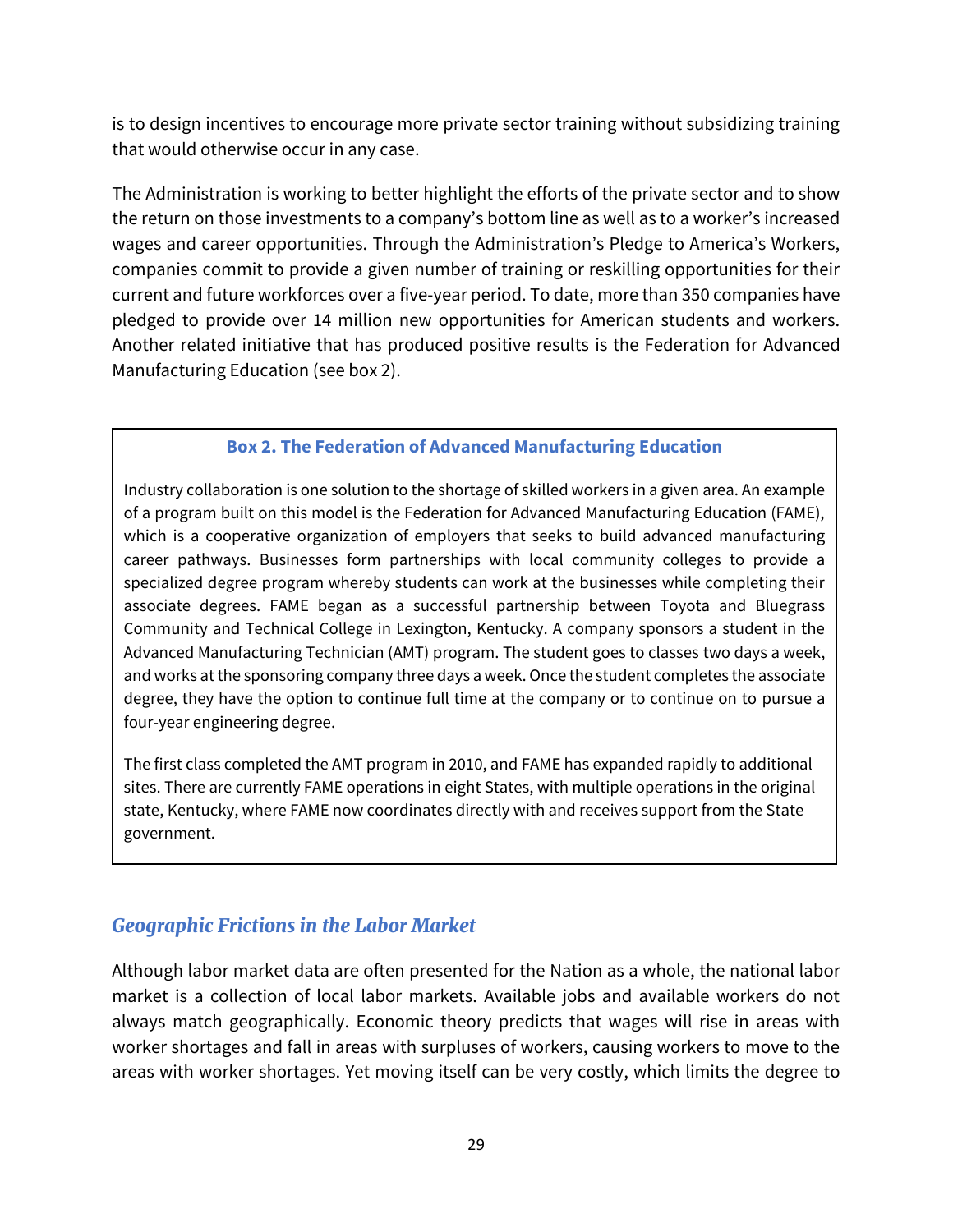is to design incentives to encourage more private sector training without subsidizing training that would otherwise occur in any case.

The Administration is working to better highlight the efforts of the private sector and to show the return on those investments to a company's bottom line as well as to a worker's increased wages and career opportunities. Through the Administration's Pledge to America's Workers, companies commit to provide a given number of training or reskilling opportunities for their current and future workforces over a five-year period. To date, more than 350 companies have pledged to provide over 14 million new opportunities for American students and workers. Another related initiative that has produced positive results is the Federation for Advanced Manufacturing Education (see box 2).

> **Box 2. The Federation of Advanced Manufacturing Education**
>
> Industry collaboration is one solution to the shortage of skilled workers in a given area. An example of a program built on this model is the Federation for Advanced Manufacturing Education (FAME), which is a cooperative organization of employers that seeks to build advanced manufacturing career pathways. Businesses form partnerships with local community colleges to provide a specialized degree program whereby students can work at the businesses while completing their associate degrees. FAME began as a successful partnership between Toyota and Bluegrass Community and Technical College in Lexington, Kentucky. A company sponsors a student in the Advanced Manufacturing Technician (AMT) program. The student goes to classes two days a week, and works at the sponsoring company three days a week. Once the student completes the associate degree, they have the option to continue full time at the company or to continue on to pursue a four-year engineering degree.
>
> The first class completed the AMT program in 2010, and FAME has expanded rapidly to additional sites. There are currently FAME operations in eight States, with multiple operations in the original state, Kentucky, where FAME now coordinates directly with and receives support from the State government.

### *Geographic Frictions in the Labor Market*

Although labor market data are often presented for the Nation as a whole, the national labor market is a collection of local labor markets. Available jobs and available workers do not always match geographically. Economic theory predicts that wages will rise in areas with worker shortages and fall in areas with surpluses of workers, causing workers to move to the areas with worker shortages. Yet moving itself can be very costly, which limits the degree to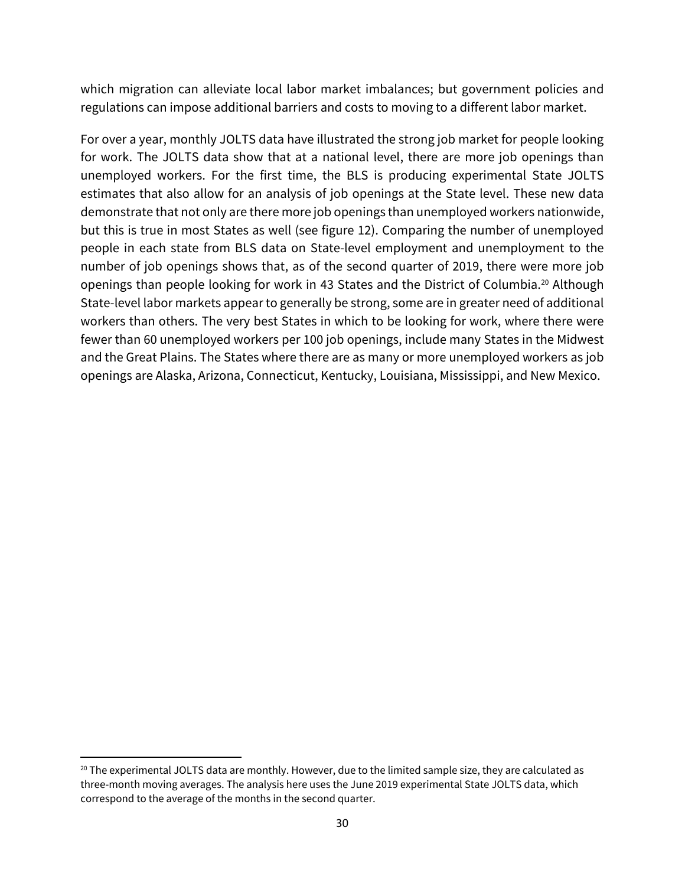which migration can alleviate local labor market imbalances; but government policies and regulations can impose additional barriers and costs to moving to a different labor market.

For over a year, monthly JOLTS data have illustrated the strong job market for people looking for work. The JOLTS data show that at a national level, there are more job openings than unemployed workers. For the first time, the BLS is producing experimental State JOLTS estimates that also allow for an analysis of job openings at the State level. These new data demonstrate that not only are there more job openings than unemployed workers nationwide, but this is true in most States as well (see figure 12). Comparing the number of unemployed people in each state from BLS data on State-level employment and unemployment to the number of job openings shows that, as of the second quarter of 2019, there were more job openings than people looking for work in 43 States and the District of Columbia.[20] Although State-level labor markets appear to generally be strong, some are in greater need of additional workers than others. The very best States in which to be looking for work, where there were fewer than 60 unemployed workers per 100 job openings, include many States in the Midwest and the Great Plains. The States where there are as many or more unemployed workers as job openings are Alaska, Arizona, Connecticut, Kentucky, Louisiana, Mississippi, and New Mexico.

[20] The experimental JOLTS data are monthly. However, due to the limited sample size, they are calculated as three-month moving averages. The analysis here uses the June 2019 experimental State JOLTS data, which correspond to the average of the months in the second quarter.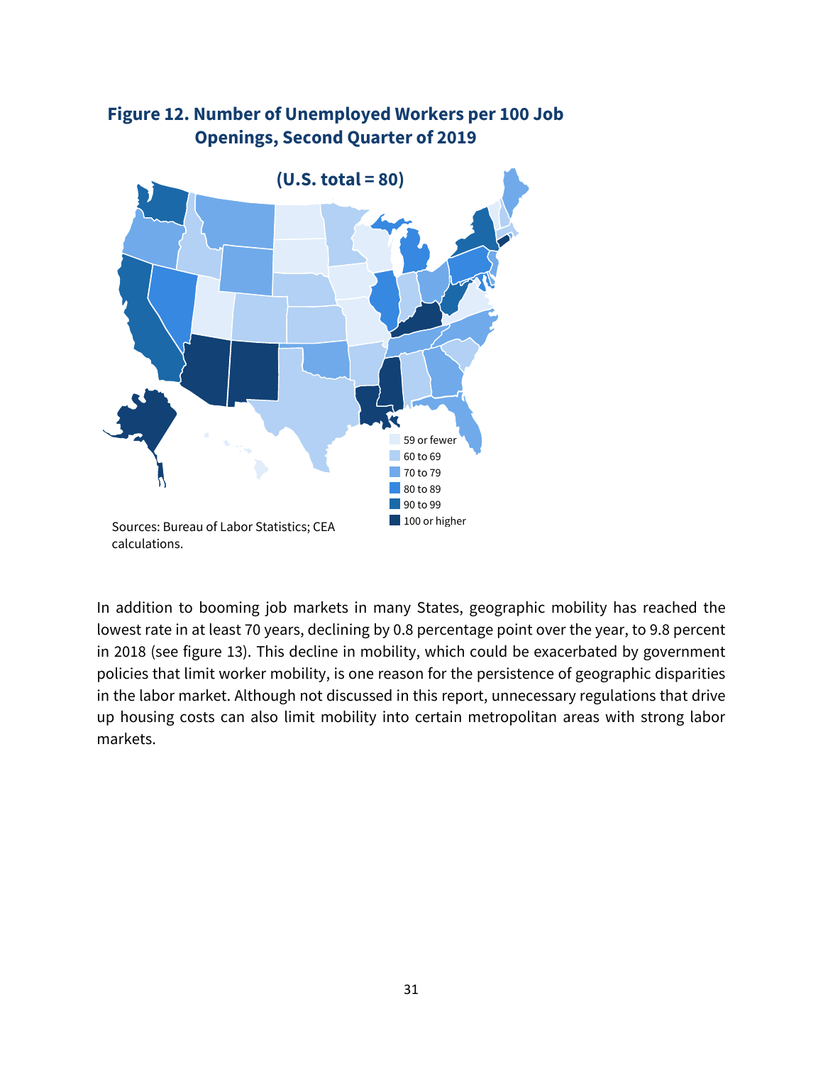**Figure 12. Number of Unemployed Workers per 100 Job Openings, Second Quarter of 2019**

**(U.S. total = 80)**

- 59 or fewer
- 60 to 69
- 70 to 79
- 80 to 89
- 90 to 99
- 100 or higher

Sources: Bureau of Labor Statistics; CEA calculations.

In addition to booming job markets in many States, geographic mobility has reached the lowest rate in at least 70 years, declining by 0.8 percentage point over the year, to 9.8 percent in 2018 (see figure 13). This decline in mobility, which could be exacerbated by government policies that limit worker mobility, is one reason for the persistence of geographic disparities in the labor market. Although not discussed in this report, unnecessary regulations that drive up housing costs can also limit mobility into certain metropolitan areas with strong labor markets.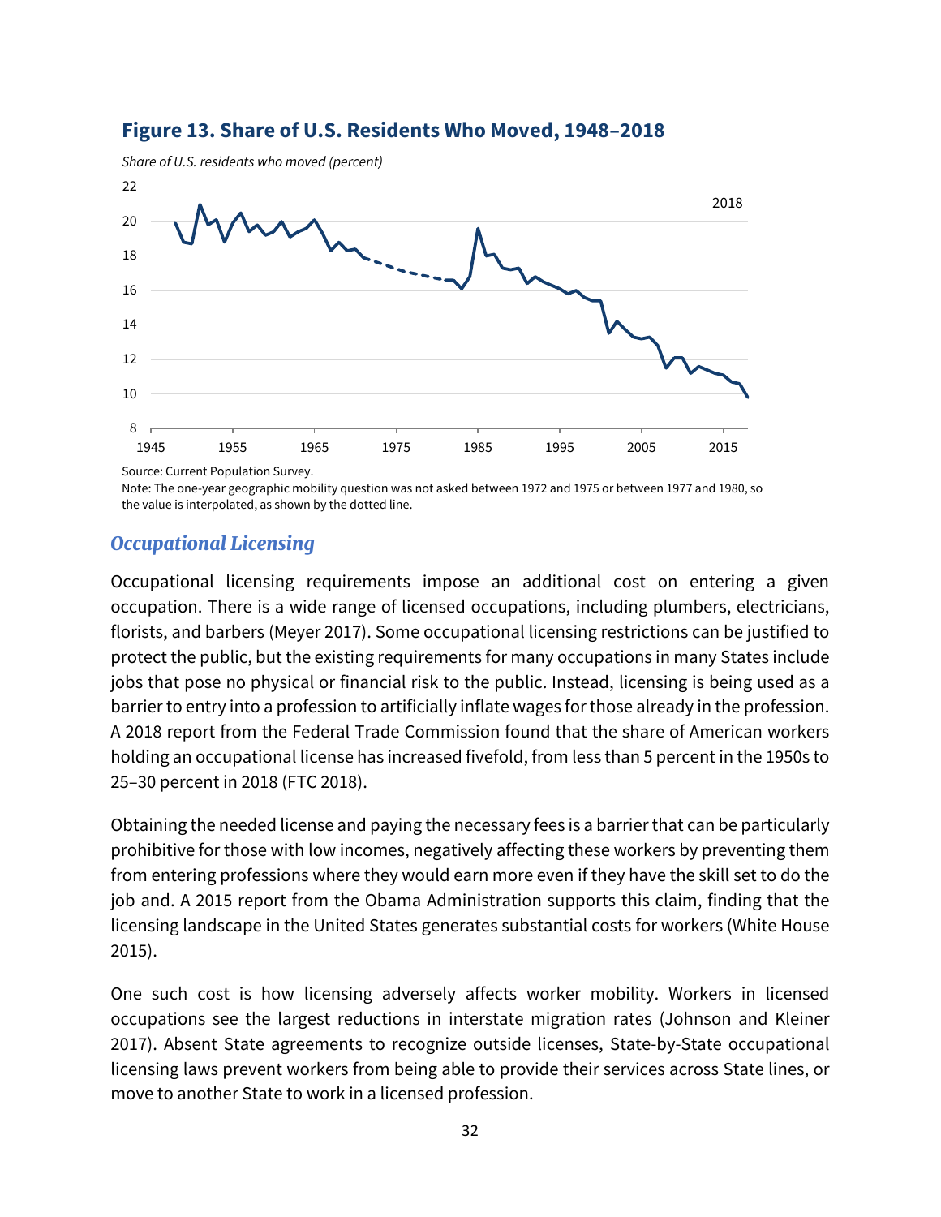**Figure 13. Share of U.S. Residents Who Moved, 1948–2018**

*Share of U.S. residents who moved (percent)*

Source: Current Population Survey.
Note: The one-year geographic mobility question was not asked between 1972 and 1975 or between 1977 and 1980, so the value is interpolated, as shown by the dotted line.

## *Occupational Licensing*

Occupational licensing requirements impose an additional cost on entering a given occupation. There is a wide range of licensed occupations, including plumbers, electricians, florists, and barbers (Meyer 2017). Some occupational licensing restrictions can be justified to protect the public, but the existing requirements for many occupations in many States include jobs that pose no physical or financial risk to the public. Instead, licensing is being used as a barrier to entry into a profession to artificially inflate wages for those already in the profession. A 2018 report from the Federal Trade Commission found that the share of American workers holding an occupational license has increased fivefold, from less than 5 percent in the 1950s to 25–30 percent in 2018 (FTC 2018).

Obtaining the needed license and paying the necessary fees is a barrier that can be particularly prohibitive for those with low incomes, negatively affecting these workers by preventing them from entering professions where they would earn more even if they have the skill set to do the job and. A 2015 report from the Obama Administration supports this claim, finding that the licensing landscape in the United States generates substantial costs for workers (White House 2015).

One such cost is how licensing adversely affects worker mobility. Workers in licensed occupations see the largest reductions in interstate migration rates (Johnson and Kleiner 2017). Absent State agreements to recognize outside licenses, State-by-State occupational licensing laws prevent workers from being able to provide their services across State lines, or move to another State to work in a licensed profession.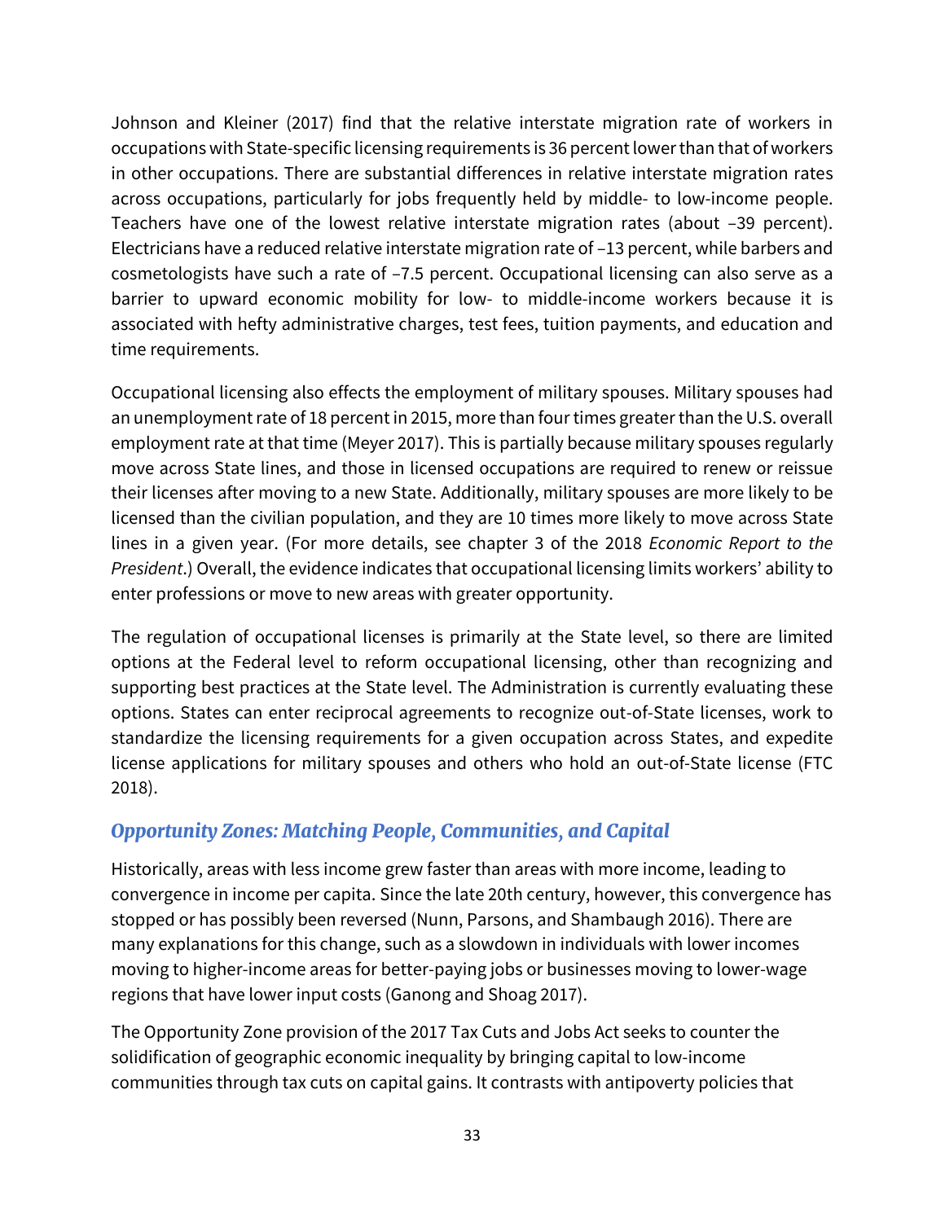Johnson and Kleiner (2017) find that the relative interstate migration rate of workers in occupations with State-specific licensing requirements is 36 percent lower than that of workers in other occupations. There are substantial differences in relative interstate migration rates across occupations, particularly for jobs frequently held by middle- to low-income people. Teachers have one of the lowest relative interstate migration rates (about –39 percent). Electricians have a reduced relative interstate migration rate of –13 percent, while barbers and cosmetologists have such a rate of –7.5 percent. Occupational licensing can also serve as a barrier to upward economic mobility for low- to middle-income workers because it is associated with hefty administrative charges, test fees, tuition payments, and education and time requirements.

Occupational licensing also effects the employment of military spouses. Military spouses had an unemployment rate of 18 percent in 2015, more than four times greater than the U.S. overall employment rate at that time (Meyer 2017). This is partially because military spouses regularly move across State lines, and those in licensed occupations are required to renew or reissue their licenses after moving to a new State. Additionally, military spouses are more likely to be licensed than the civilian population, and they are 10 times more likely to move across State lines in a given year. (For more details, see chapter 3 of the 2018 *Economic Report to the President*.) Overall, the evidence indicates that occupational licensing limits workers' ability to enter professions or move to new areas with greater opportunity.

The regulation of occupational licenses is primarily at the State level, so there are limited options at the Federal level to reform occupational licensing, other than recognizing and supporting best practices at the State level. The Administration is currently evaluating these options. States can enter reciprocal agreements to recognize out-of-State licenses, work to standardize the licensing requirements for a given occupation across States, and expedite license applications for military spouses and others who hold an out-of-State license (FTC 2018).

### *Opportunity Zones: Matching People, Communities, and Capital*

Historically, areas with less income grew faster than areas with more income, leading to convergence in income per capita. Since the late 20th century, however, this convergence has stopped or has possibly been reversed (Nunn, Parsons, and Shambaugh 2016). There are many explanations for this change, such as a slowdown in individuals with lower incomes moving to higher-income areas for better-paying jobs or businesses moving to lower-wage regions that have lower input costs (Ganong and Shoag 2017).

The Opportunity Zone provision of the 2017 Tax Cuts and Jobs Act seeks to counter the solidification of geographic economic inequality by bringing capital to low-income communities through tax cuts on capital gains. It contrasts with antipoverty policies that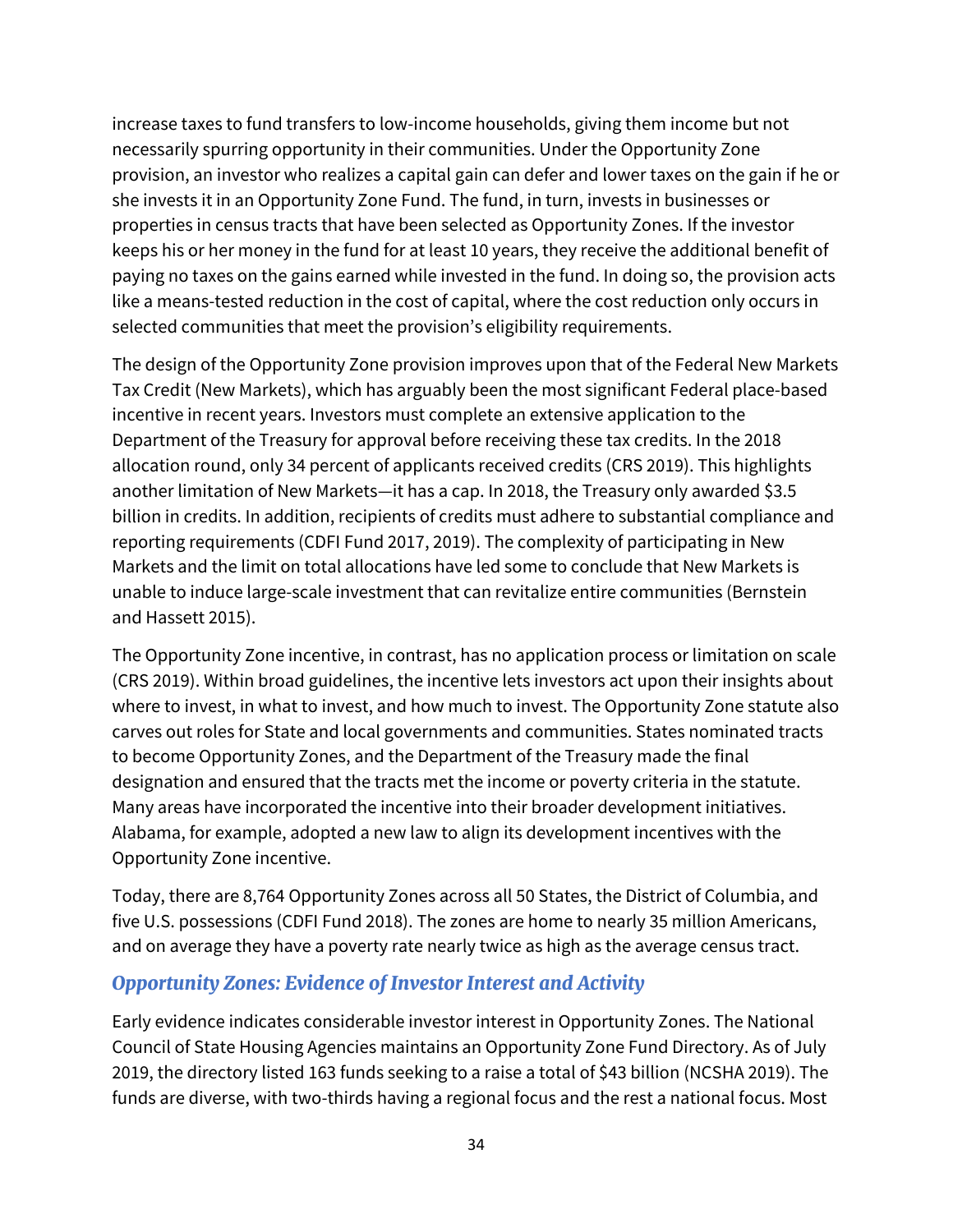increase taxes to fund transfers to low-income households, giving them income but not necessarily spurring opportunity in their communities. Under the Opportunity Zone provision, an investor who realizes a capital gain can defer and lower taxes on the gain if he or she invests it in an Opportunity Zone Fund. The fund, in turn, invests in businesses or properties in census tracts that have been selected as Opportunity Zones. If the investor keeps his or her money in the fund for at least 10 years, they receive the additional benefit of paying no taxes on the gains earned while invested in the fund. In doing so, the provision acts like a means-tested reduction in the cost of capital, where the cost reduction only occurs in selected communities that meet the provision's eligibility requirements.

The design of the Opportunity Zone provision improves upon that of the Federal New Markets Tax Credit (New Markets), which has arguably been the most significant Federal place-based incentive in recent years. Investors must complete an extensive application to the Department of the Treasury for approval before receiving these tax credits. In the 2018 allocation round, only 34 percent of applicants received credits (CRS 2019). This highlights another limitation of New Markets—it has a cap. In 2018, the Treasury only awarded $3.5 billion in credits. In addition, recipients of credits must adhere to substantial compliance and reporting requirements (CDFI Fund 2017, 2019). The complexity of participating in New Markets and the limit on total allocations have led some to conclude that New Markets is unable to induce large-scale investment that can revitalize entire communities (Bernstein and Hassett 2015).

The Opportunity Zone incentive, in contrast, has no application process or limitation on scale (CRS 2019). Within broad guidelines, the incentive lets investors act upon their insights about where to invest, in what to invest, and how much to invest. The Opportunity Zone statute also carves out roles for State and local governments and communities. States nominated tracts to become Opportunity Zones, and the Department of the Treasury made the final designation and ensured that the tracts met the income or poverty criteria in the statute. Many areas have incorporated the incentive into their broader development initiatives. Alabama, for example, adopted a new law to align its development incentives with the Opportunity Zone incentive.

Today, there are 8,764 Opportunity Zones across all 50 States, the District of Columbia, and five U.S. possessions (CDFI Fund 2018). The zones are home to nearly 35 million Americans, and on average they have a poverty rate nearly twice as high as the average census tract.

### *Opportunity Zones: Evidence of Investor Interest and Activity*

Early evidence indicates considerable investor interest in Opportunity Zones. The National Council of State Housing Agencies maintains an Opportunity Zone Fund Directory. As of July 2019, the directory listed 163 funds seeking to a raise a total of $43 billion (NCSHA 2019). The funds are diverse, with two-thirds having a regional focus and the rest a national focus. Most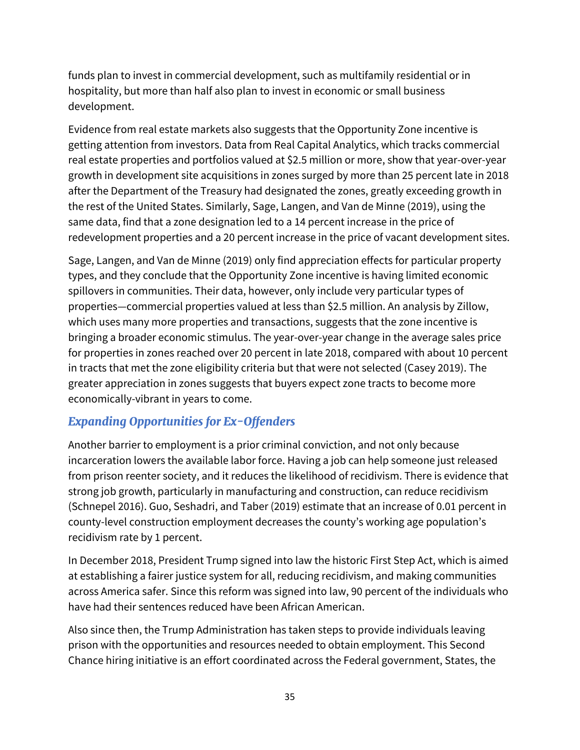funds plan to invest in commercial development, such as multifamily residential or in hospitality, but more than half also plan to invest in economic or small business development.

Evidence from real estate markets also suggests that the Opportunity Zone incentive is getting attention from investors. Data from Real Capital Analytics, which tracks commercial real estate properties and portfolios valued at $2.5 million or more, show that year-over-year growth in development site acquisitions in zones surged by more than 25 percent late in 2018 after the Department of the Treasury had designated the zones, greatly exceeding growth in the rest of the United States. Similarly, Sage, Langen, and Van de Minne (2019), using the same data, find that a zone designation led to a 14 percent increase in the price of redevelopment properties and a 20 percent increase in the price of vacant development sites.

Sage, Langen, and Van de Minne (2019) only find appreciation effects for particular property types, and they conclude that the Opportunity Zone incentive is having limited economic spillovers in communities. Their data, however, only include very particular types of properties—commercial properties valued at less than $2.5 million. An analysis by Zillow, which uses many more properties and transactions, suggests that the zone incentive is bringing a broader economic stimulus. The year-over-year change in the average sales price for properties in zones reached over 20 percent in late 2018, compared with about 10 percent in tracts that met the zone eligibility criteria but that were not selected (Casey 2019). The greater appreciation in zones suggests that buyers expect zone tracts to become more economically-vibrant in years to come.

### *Expanding Opportunities for Ex-Offenders*

Another barrier to employment is a prior criminal conviction, and not only because incarceration lowers the available labor force. Having a job can help someone just released from prison reenter society, and it reduces the likelihood of recidivism. There is evidence that strong job growth, particularly in manufacturing and construction, can reduce recidivism (Schnepel 2016). Guo, Seshadri, and Taber (2019) estimate that an increase of 0.01 percent in county-level construction employment decreases the county's working age population's recidivism rate by 1 percent.

In December 2018, President Trump signed into law the historic First Step Act, which is aimed at establishing a fairer justice system for all, reducing recidivism, and making communities across America safer. Since this reform was signed into law, 90 percent of the individuals who have had their sentences reduced have been African American.

Also since then, the Trump Administration has taken steps to provide individuals leaving prison with the opportunities and resources needed to obtain employment. This Second Chance hiring initiative is an effort coordinated across the Federal government, States, the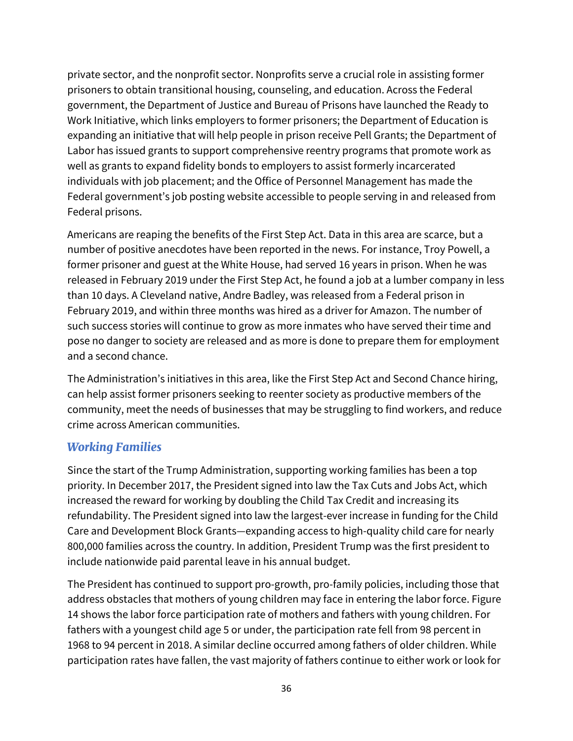private sector, and the nonprofit sector. Nonprofits serve a crucial role in assisting former prisoners to obtain transitional housing, counseling, and education. Across the Federal government, the Department of Justice and Bureau of Prisons have launched the Ready to Work Initiative, which links employers to former prisoners; the Department of Education is expanding an initiative that will help people in prison receive Pell Grants; the Department of Labor has issued grants to support comprehensive reentry programs that promote work as well as grants to expand fidelity bonds to employers to assist formerly incarcerated individuals with job placement; and the Office of Personnel Management has made the Federal government's job posting website accessible to people serving in and released from Federal prisons.

Americans are reaping the benefits of the First Step Act. Data in this area are scarce, but a number of positive anecdotes have been reported in the news. For instance, Troy Powell, a former prisoner and guest at the White House, had served 16 years in prison. When he was released in February 2019 under the First Step Act, he found a job at a lumber company in less than 10 days. A Cleveland native, Andre Badley, was released from a Federal prison in February 2019, and within three months was hired as a driver for Amazon. The number of such success stories will continue to grow as more inmates who have served their time and pose no danger to society are released and as more is done to prepare them for employment and a second chance.

The Administration's initiatives in this area, like the First Step Act and Second Chance hiring, can help assist former prisoners seeking to reenter society as productive members of the community, meet the needs of businesses that may be struggling to find workers, and reduce crime across American communities.

### *Working Families*

Since the start of the Trump Administration, supporting working families has been a top priority. In December 2017, the President signed into law the Tax Cuts and Jobs Act, which increased the reward for working by doubling the Child Tax Credit and increasing its refundability. The President signed into law the largest-ever increase in funding for the Child Care and Development Block Grants—expanding access to high-quality child care for nearly 800,000 families across the country. In addition, President Trump was the first president to include nationwide paid parental leave in his annual budget.

The President has continued to support pro-growth, pro-family policies, including those that address obstacles that mothers of young children may face in entering the labor force. Figure 14 shows the labor force participation rate of mothers and fathers with young children. For fathers with a youngest child age 5 or under, the participation rate fell from 98 percent in 1968 to 94 percent in 2018. A similar decline occurred among fathers of older children. While participation rates have fallen, the vast majority of fathers continue to either work or look for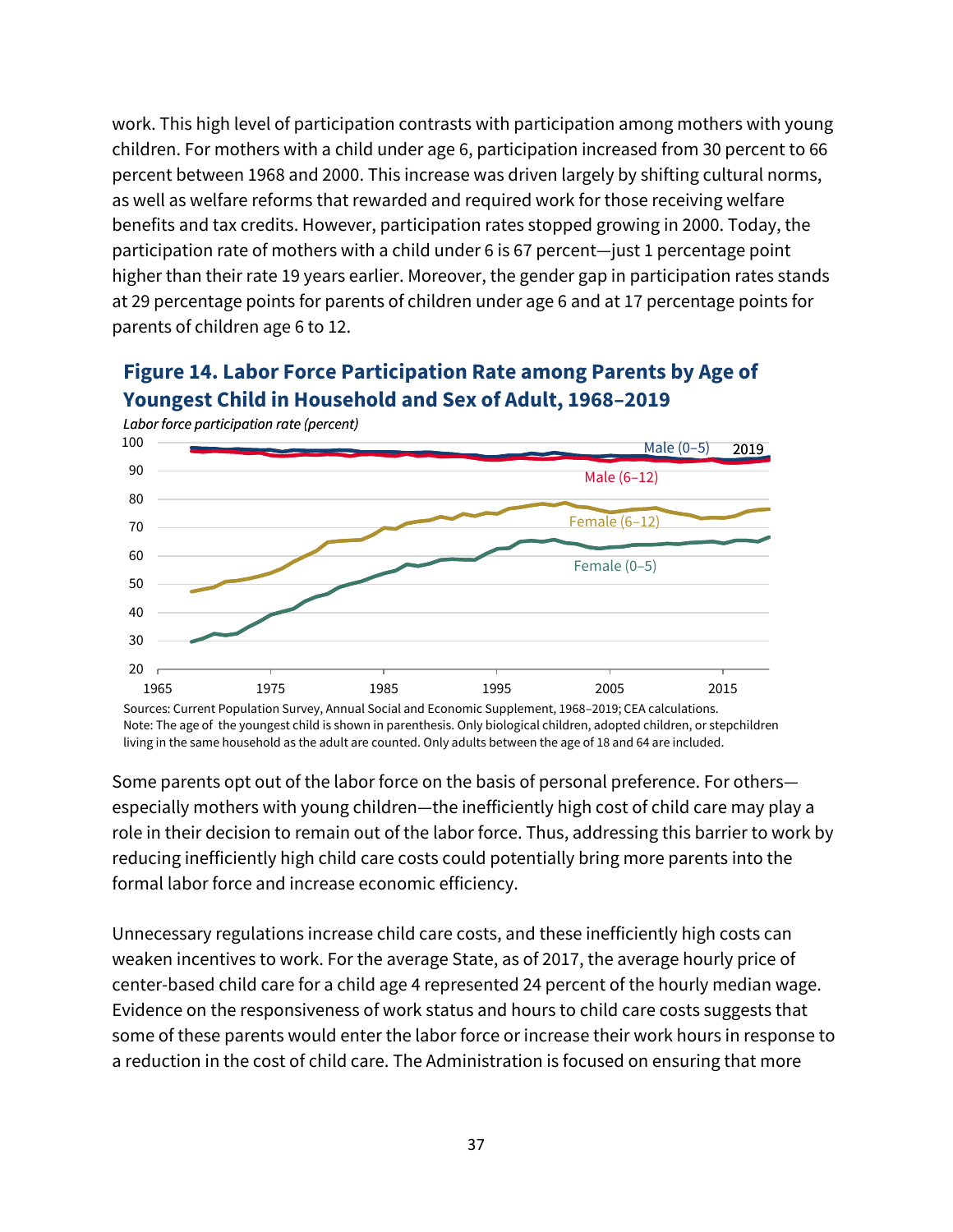work. This high level of participation contrasts with participation among mothers with young children. For mothers with a child under age 6, participation increased from 30 percent to 66 percent between 1968 and 2000. This increase was driven largely by shifting cultural norms, as well as welfare reforms that rewarded and required work for those receiving welfare benefits and tax credits. However, participation rates stopped growing in 2000. Today, the participation rate of mothers with a child under 6 is 67 percent—just 1 percentage point higher than their rate 19 years earlier. Moreover, the gender gap in participation rates stands at 29 percentage points for parents of children under age 6 and at 17 percentage points for parents of children age 6 to 12.

### Figure 14. Labor Force Participation Rate among Parents by Age of Youngest Child in Household and Sex of Adult, 1968–2019

Sources: Current Population Survey, Annual Social and Economic Supplement, 1968–2019; CEA calculations.
Note: The age of the youngest child is shown in parenthesis. Only biological children, adopted children, or stepchildren living in the same household as the adult are counted. Only adults between the age of 18 and 64 are included.

Some parents opt out of the labor force on the basis of personal preference. For others—especially mothers with young children—the inefficiently high cost of child care may play a role in their decision to remain out of the labor force. Thus, addressing this barrier to work by reducing inefficiently high child care costs could potentially bring more parents into the formal labor force and increase economic efficiency.

Unnecessary regulations increase child care costs, and these inefficiently high costs can weaken incentives to work. For the average State, as of 2017, the average hourly price of center-based child care for a child age 4 represented 24 percent of the hourly median wage. Evidence on the responsiveness of work status and hours to child care costs suggests that some of these parents would enter the labor force or increase their work hours in response to a reduction in the cost of child care. The Administration is focused on ensuring that more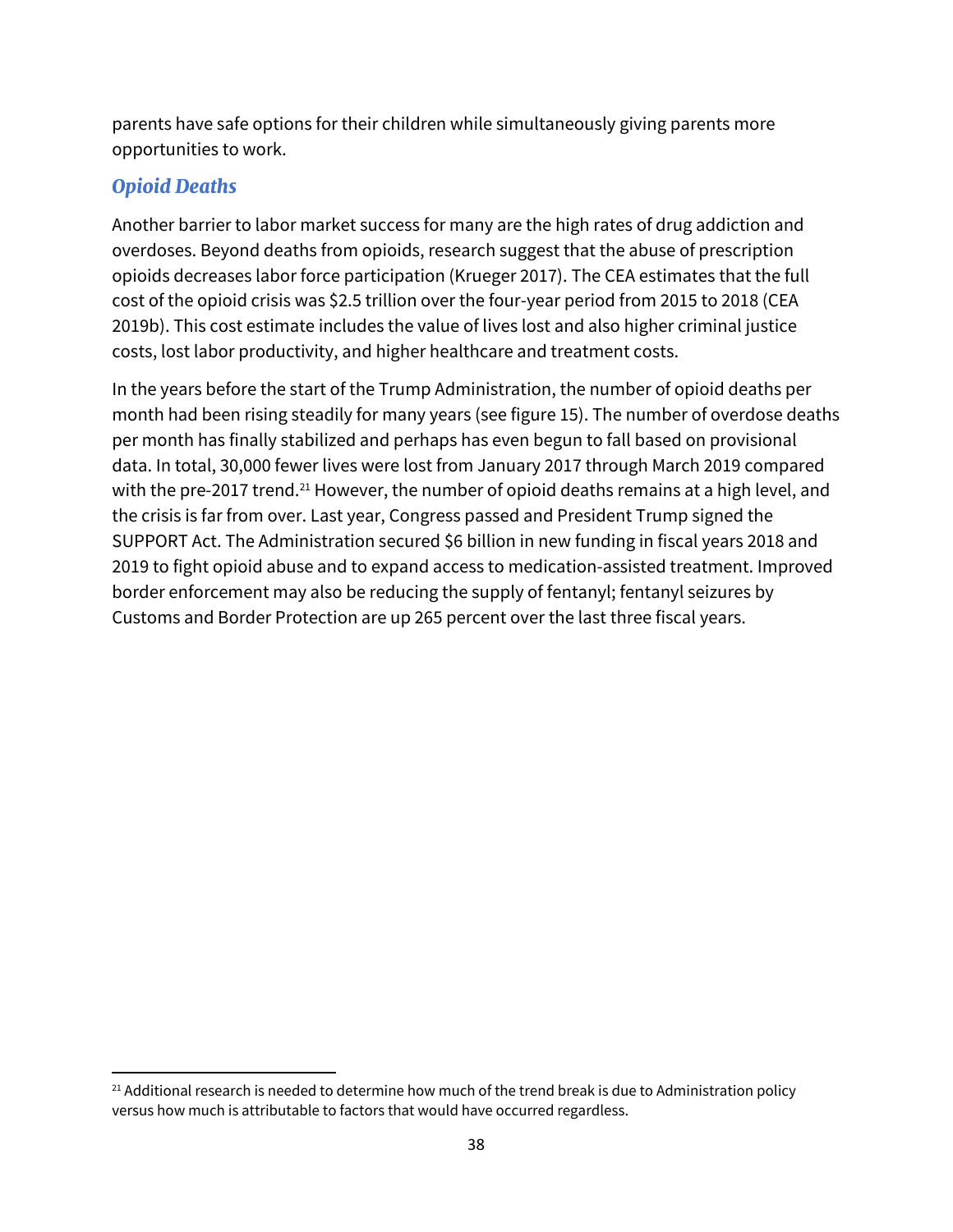parents have safe options for their children while simultaneously giving parents more opportunities to work.

### *Opioid Deaths*

Another barrier to labor market success for many are the high rates of drug addiction and overdoses. Beyond deaths from opioids, research suggest that the abuse of prescription opioids decreases labor force participation (Krueger 2017). The CEA estimates that the full cost of the opioid crisis was $2.5 trillion over the four-year period from 2015 to 2018 (CEA 2019b). This cost estimate includes the value of lives lost and also higher criminal justice costs, lost labor productivity, and higher healthcare and treatment costs.

In the years before the start of the Trump Administration, the number of opioid deaths per month had been rising steadily for many years (see figure 15). The number of overdose deaths per month has finally stabilized and perhaps has even begun to fall based on provisional data. In total, 30,000 fewer lives were lost from January 2017 through March 2019 compared with the pre-2017 trend.[21] However, the number of opioid deaths remains at a high level, and the crisis is far from over. Last year, Congress passed and President Trump signed the SUPPORT Act. The Administration secured $6 billion in new funding in fiscal years 2018 and 2019 to fight opioid abuse and to expand access to medication-assisted treatment. Improved border enforcement may also be reducing the supply of fentanyl; fentanyl seizures by Customs and Border Protection are up 265 percent over the last three fiscal years.

---

[21] Additional research is needed to determine how much of the trend break is due to Administration policy versus how much is attributable to factors that would have occurred regardless.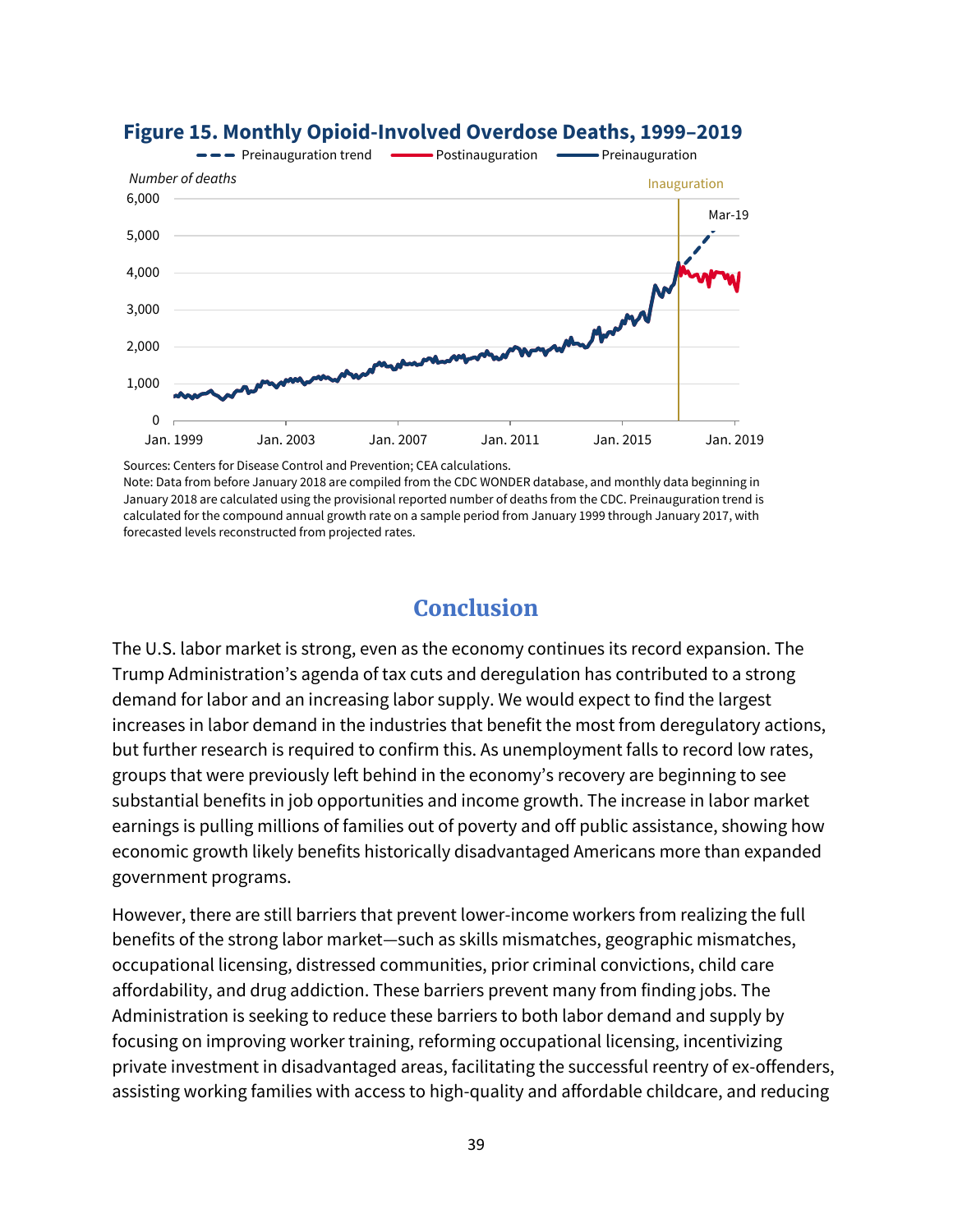**Figure 15. Monthly Opioid-Involved Overdose Deaths, 1999–2019**

Sources: Centers for Disease Control and Prevention; CEA calculations.
Note: Data from before January 2018 are compiled from the CDC WONDER database, and monthly data beginning in January 2018 are calculated using the provisional reported number of deaths from the CDC. Preinauguration trend is calculated for the compound annual growth rate on a sample period from January 1999 through January 2017, with forecasted levels reconstructed from projected rates.

## Conclusion

The U.S. labor market is strong, even as the economy continues its record expansion. The Trump Administration's agenda of tax cuts and deregulation has contributed to a strong demand for labor and an increasing labor supply. We would expect to find the largest increases in labor demand in the industries that benefit the most from deregulatory actions, but further research is required to confirm this. As unemployment falls to record low rates, groups that were previously left behind in the economy's recovery are beginning to see substantial benefits in job opportunities and income growth. The increase in labor market earnings is pulling millions of families out of poverty and off public assistance, showing how economic growth likely benefits historically disadvantaged Americans more than expanded government programs.

However, there are still barriers that prevent lower-income workers from realizing the full benefits of the strong labor market—such as skills mismatches, geographic mismatches, occupational licensing, distressed communities, prior criminal convictions, child care affordability, and drug addiction. These barriers prevent many from finding jobs. The Administration is seeking to reduce these barriers to both labor demand and supply by focusing on improving worker training, reforming occupational licensing, incentivizing private investment in disadvantaged areas, facilitating the successful reentry of ex-offenders, assisting working families with access to high-quality and affordable childcare, and reducing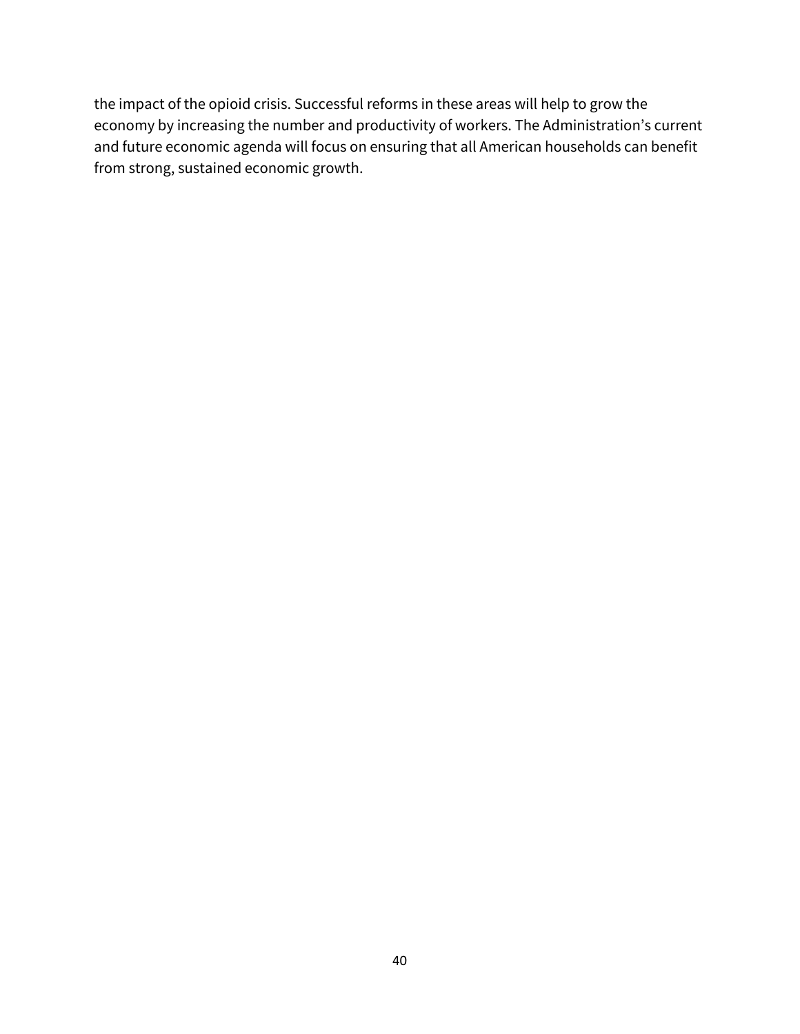the impact of the opioid crisis. Successful reforms in these areas will help to grow the economy by increasing the number and productivity of workers. The Administration's current and future economic agenda will focus on ensuring that all American households can benefit from strong, sustained economic growth.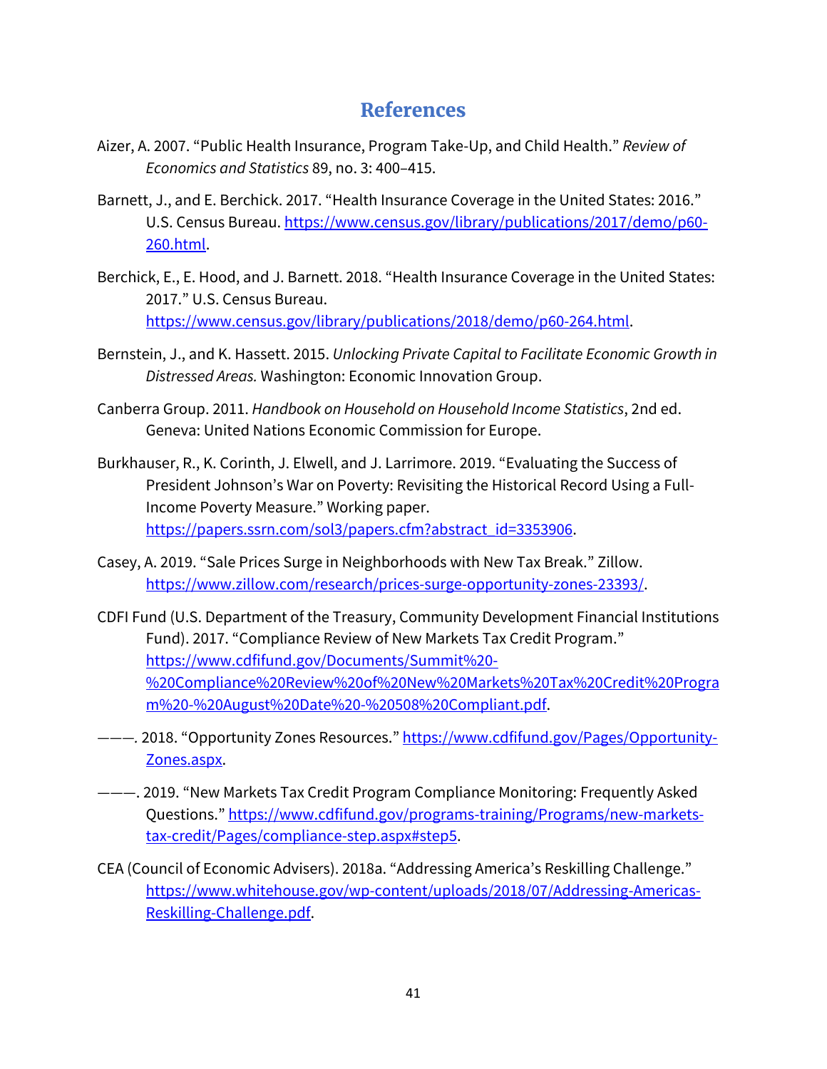# References

Aizer, A. 2007. "Public Health Insurance, Program Take-Up, and Child Health." *Review of Economics and Statistics* 89, no. 3: 400–415.

Barnett, J., and E. Berchick. 2017. "Health Insurance Coverage in the United States: 2016." U.S. Census Bureau. https://www.census.gov/library/publications/2017/demo/p60-260.html.

Berchick, E., E. Hood, and J. Barnett. 2018. "Health Insurance Coverage in the United States: 2017." U.S. Census Bureau. https://www.census.gov/library/publications/2018/demo/p60-264.html.

Bernstein, J., and K. Hassett. 2015. *Unlocking Private Capital to Facilitate Economic Growth in Distressed Areas.* Washington: Economic Innovation Group.

Canberra Group. 2011. *Handbook on Household on Household Income Statistics*, 2nd ed. Geneva: United Nations Economic Commission for Europe.

Burkhauser, R., K. Corinth, J. Elwell, and J. Larrimore. 2019. "Evaluating the Success of President Johnson's War on Poverty: Revisiting the Historical Record Using a Full-Income Poverty Measure." Working paper. https://papers.ssrn.com/sol3/papers.cfm?abstract_id=3353906.

Casey, A. 2019. "Sale Prices Surge in Neighborhoods with New Tax Break." Zillow. https://www.zillow.com/research/prices-surge-opportunity-zones-23393/.

CDFI Fund (U.S. Department of the Treasury, Community Development Financial Institutions Fund). 2017. "Compliance Review of New Markets Tax Credit Program." https://www.cdfifund.gov/Documents/Summit%20-%20Compliance%20Review%20of%20New%20Markets%20Tax%20Credit%20Program%20-%20August%20Date%20-%20508%20Compliant.pdf.

———. 2018. "Opportunity Zones Resources." https://www.cdfifund.gov/Pages/Opportunity-Zones.aspx.

———. 2019. "New Markets Tax Credit Program Compliance Monitoring: Frequently Asked Questions." https://www.cdfifund.gov/programs-training/Programs/new-markets-tax-credit/Pages/compliance-step.aspx#step5.

CEA (Council of Economic Advisers). 2018a. "Addressing America's Reskilling Challenge." https://www.whitehouse.gov/wp-content/uploads/2018/07/Addressing-Americas-Reskilling-Challenge.pdf.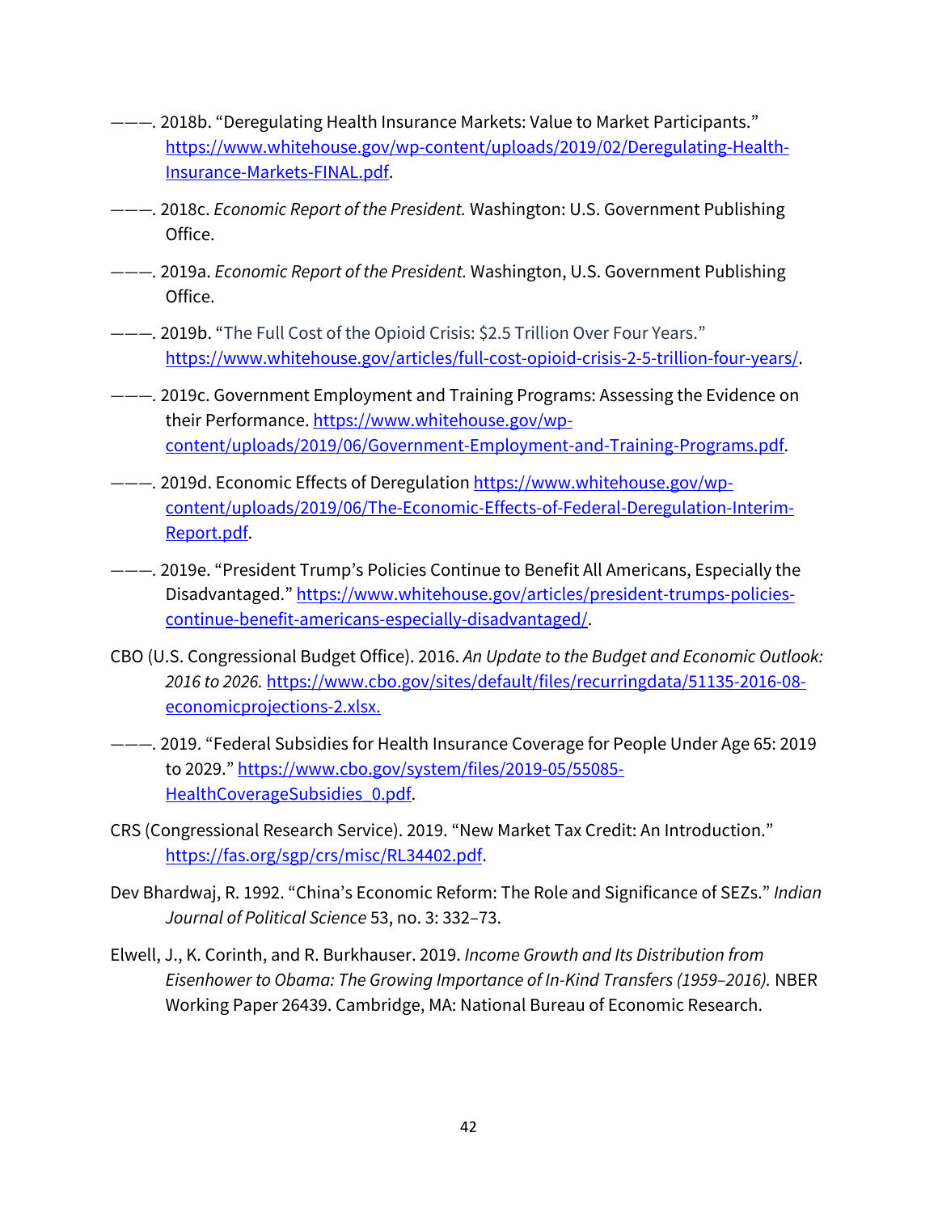———. 2018b. “Deregulating Health Insurance Markets: Value to Market Participants.” https://www.whitehouse.gov/wp-content/uploads/2019/02/Deregulating-Health-Insurance-Markets-FINAL.pdf.

———. 2018c. *Economic Report of the President.* Washington: U.S. Government Publishing Office.

———. 2019a. *Economic Report of the President.* Washington, U.S. Government Publishing Office.

———. 2019b. “The Full Cost of the Opioid Crisis: $2.5 Trillion Over Four Years.” https://www.whitehouse.gov/articles/full-cost-opioid-crisis-2-5-trillion-four-years/.

———. 2019c. Government Employment and Training Programs: Assessing the Evidence on their Performance. https://www.whitehouse.gov/wp-content/uploads/2019/06/Government-Employment-and-Training-Programs.pdf.

———. 2019d. Economic Effects of Deregulation https://www.whitehouse.gov/wp-content/uploads/2019/06/The-Economic-Effects-of-Federal-Deregulation-Interim-Report.pdf.

———. 2019e. “President Trump’s Policies Continue to Benefit All Americans, Especially the Disadvantaged.” https://www.whitehouse.gov/articles/president-trumps-policies-continue-benefit-americans-especially-disadvantaged/.

CBO (U.S. Congressional Budget Office). 2016. *An Update to the Budget and Economic Outlook: 2016 to 2026.* https://www.cbo.gov/sites/default/files/recurringdata/51135-2016-08-economicprojections-2.xlsx.

———. 2019. “Federal Subsidies for Health Insurance Coverage for People Under Age 65: 2019 to 2029.” https://www.cbo.gov/system/files/2019-05/55085-HealthCoverageSubsidies_0.pdf.

CRS (Congressional Research Service). 2019. “New Market Tax Credit: An Introduction.” https://fas.org/sgp/crs/misc/RL34402.pdf.

Dev Bhardwaj, R. 1992. “China’s Economic Reform: The Role and Significance of SEZs.” *Indian Journal of Political Science* 53, no. 3: 332–73.

Elwell, J., K. Corinth, and R. Burkhauser. 2019. *Income Growth and Its Distribution from Eisenhower to Obama: The Growing Importance of In-Kind Transfers (1959–2016).* NBER Working Paper 26439. Cambridge, MA: National Bureau of Economic Research.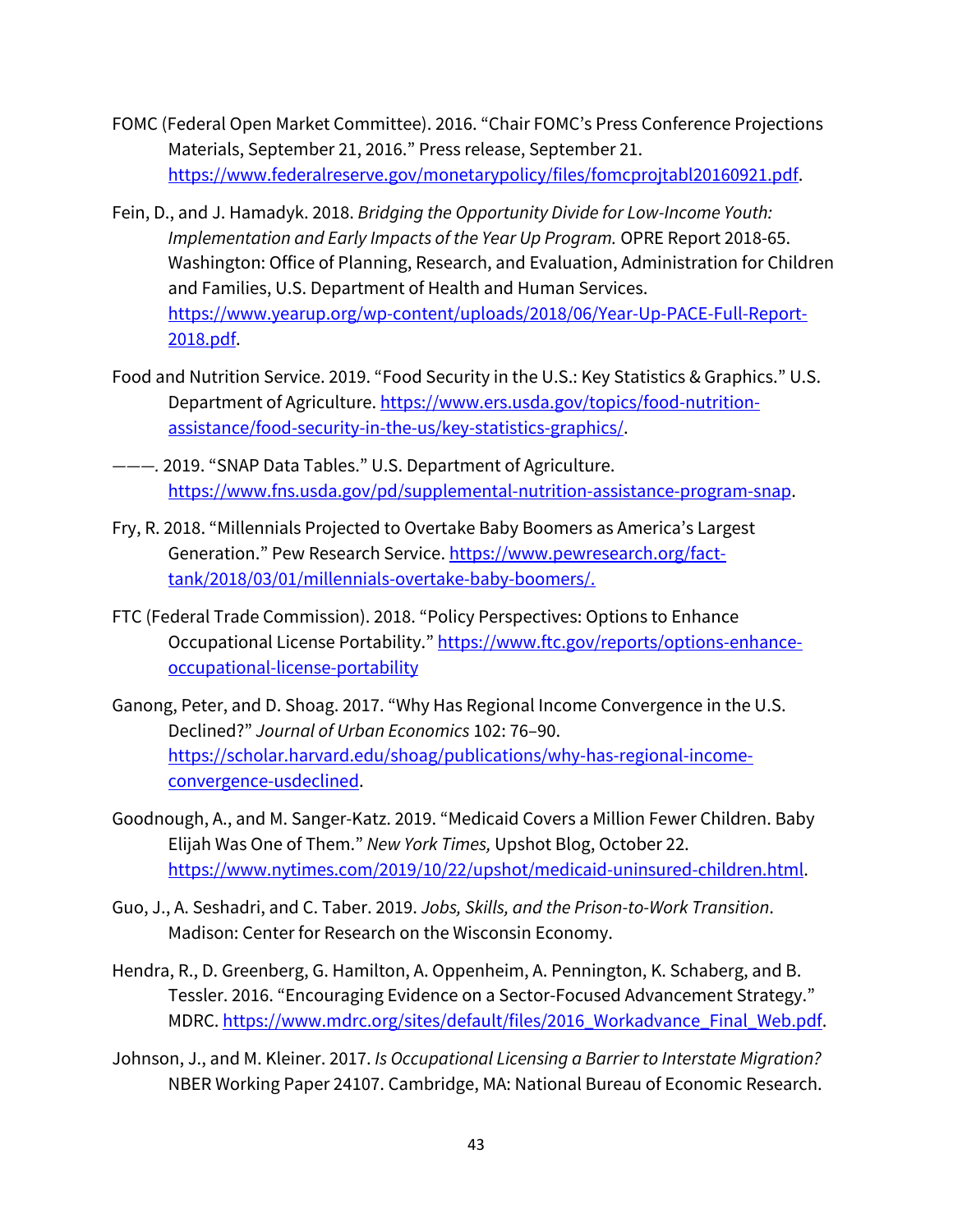FOMC (Federal Open Market Committee). 2016. "Chair FOMC's Press Conference Projections Materials, September 21, 2016." Press release, September 21. https://www.federalreserve.gov/monetarypolicy/files/fomcprojtabl20160921.pdf.

Fein, D., and J. Hamadyk. 2018. *Bridging the Opportunity Divide for Low-Income Youth: Implementation and Early Impacts of the Year Up Program.* OPRE Report 2018-65. Washington: Office of Planning, Research, and Evaluation, Administration for Children and Families, U.S. Department of Health and Human Services. https://www.yearup.org/wp-content/uploads/2018/06/Year-Up-PACE-Full-Report-2018.pdf.

Food and Nutrition Service. 2019. "Food Security in the U.S.: Key Statistics & Graphics." U.S. Department of Agriculture. https://www.ers.usda.gov/topics/food-nutrition-assistance/food-security-in-the-us/key-statistics-graphics/.

———. 2019. "SNAP Data Tables." U.S. Department of Agriculture. https://www.fns.usda.gov/pd/supplemental-nutrition-assistance-program-snap.

Fry, R. 2018. "Millennials Projected to Overtake Baby Boomers as America's Largest Generation." Pew Research Service. https://www.pewresearch.org/fact-tank/2018/03/01/millennials-overtake-baby-boomers/.

FTC (Federal Trade Commission). 2018. "Policy Perspectives: Options to Enhance Occupational License Portability." https://www.ftc.gov/reports/options-enhance-occupational-license-portability

Ganong, Peter, and D. Shoag. 2017. "Why Has Regional Income Convergence in the U.S. Declined?" *Journal of Urban Economics* 102: 76–90. https://scholar.harvard.edu/shoag/publications/why-has-regional-income-convergence-usdeclined.

Goodnough, A., and M. Sanger-Katz. 2019. "Medicaid Covers a Million Fewer Children. Baby Elijah Was One of Them." *New York Times,* Upshot Blog, October 22. https://www.nytimes.com/2019/10/22/upshot/medicaid-uninsured-children.html.

Guo, J., A. Seshadri, and C. Taber. 2019. *Jobs, Skills, and the Prison-to-Work Transition*. Madison: Center for Research on the Wisconsin Economy.

Hendra, R., D. Greenberg, G. Hamilton, A. Oppenheim, A. Pennington, K. Schaberg, and B. Tessler. 2016. "Encouraging Evidence on a Sector-Focused Advancement Strategy." MDRC. https://www.mdrc.org/sites/default/files/2016_Workadvance_Final_Web.pdf.

Johnson, J., and M. Kleiner. 2017. *Is Occupational Licensing a Barrier to Interstate Migration?* NBER Working Paper 24107. Cambridge, MA: National Bureau of Economic Research.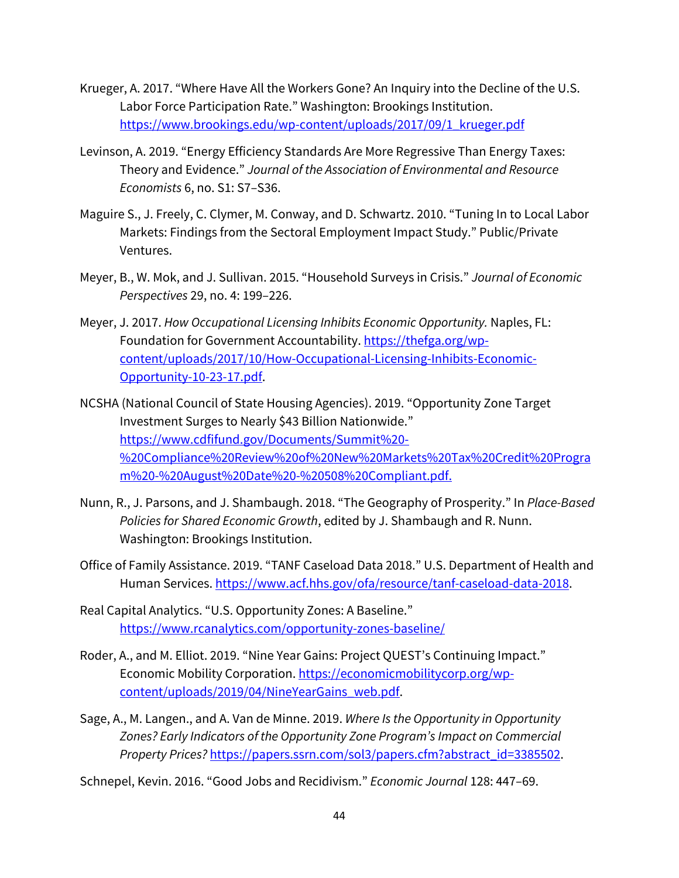Krueger, A. 2017. "Where Have All the Workers Gone? An Inquiry into the Decline of the U.S. Labor Force Participation Rate." Washington: Brookings Institution. https://www.brookings.edu/wp-content/uploads/2017/09/1_krueger.pdf

Levinson, A. 2019. "Energy Efficiency Standards Are More Regressive Than Energy Taxes: Theory and Evidence." *Journal of the Association of Environmental and Resource Economists* 6, no. S1: S7–S36.

Maguire S., J. Freely, C. Clymer, M. Conway, and D. Schwartz. 2010. "Tuning In to Local Labor Markets: Findings from the Sectoral Employment Impact Study." Public/Private Ventures.

Meyer, B., W. Mok, and J. Sullivan. 2015. "Household Surveys in Crisis." *Journal of Economic Perspectives* 29, no. 4: 199–226.

Meyer, J. 2017. *How Occupational Licensing Inhibits Economic Opportunity.* Naples, FL: Foundation for Government Accountability. https://thefga.org/wp-content/uploads/2017/10/How-Occupational-Licensing-Inhibits-Economic-Opportunity-10-23-17.pdf.

NCSHA (National Council of State Housing Agencies). 2019. "Opportunity Zone Target Investment Surges to Nearly $43 Billion Nationwide." https://www.cdfifund.gov/Documents/Summit%20-%20Compliance%20Review%20of%20New%20Markets%20Tax%20Credit%20Program%20-%20August%20Date%20-%20508%20Compliant.pdf.

Nunn, R., J. Parsons, and J. Shambaugh. 2018. "The Geography of Prosperity." In *Place-Based Policies for Shared Economic Growth*, edited by J. Shambaugh and R. Nunn. Washington: Brookings Institution.

Office of Family Assistance. 2019. "TANF Caseload Data 2018." U.S. Department of Health and Human Services. https://www.acf.hhs.gov/ofa/resource/tanf-caseload-data-2018.

Real Capital Analytics. "U.S. Opportunity Zones: A Baseline." https://www.rcanalytics.com/opportunity-zones-baseline/

Roder, A., and M. Elliot. 2019. "Nine Year Gains: Project QUEST's Continuing Impact." Economic Mobility Corporation. https://economicmobilitycorp.org/wp-content/uploads/2019/04/NineYearGains_web.pdf.

Sage, A., M. Langen., and A. Van de Minne. 2019. *Where Is the Opportunity in Opportunity Zones? Early Indicators of the Opportunity Zone Program's Impact on Commercial Property Prices?* https://papers.ssrn.com/sol3/papers.cfm?abstract_id=3385502.

Schnepel, Kevin. 2016. "Good Jobs and Recidivism." *Economic Journal* 128: 447–69.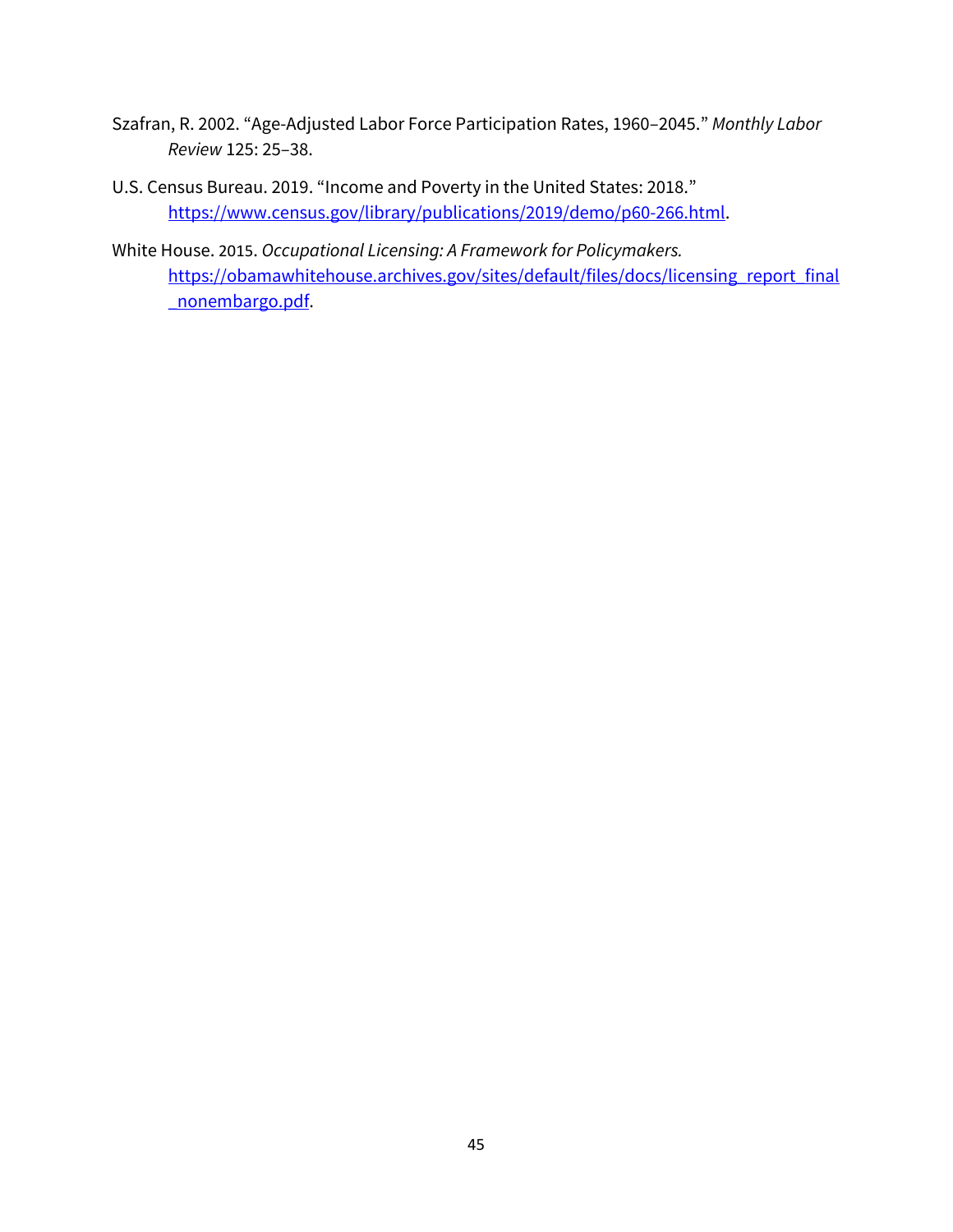Szafran, R. 2002. "Age-Adjusted Labor Force Participation Rates, 1960–2045." *Monthly Labor Review* 125: 25–38.

U.S. Census Bureau. 2019. "Income and Poverty in the United States: 2018." https://www.census.gov/library/publications/2019/demo/p60-266.html.

White House. 2015. *Occupational Licensing: A Framework for Policymakers.* https://obamawhitehouse.archives.gov/sites/default/files/docs/licensing_report_final_nonembargo.pdf.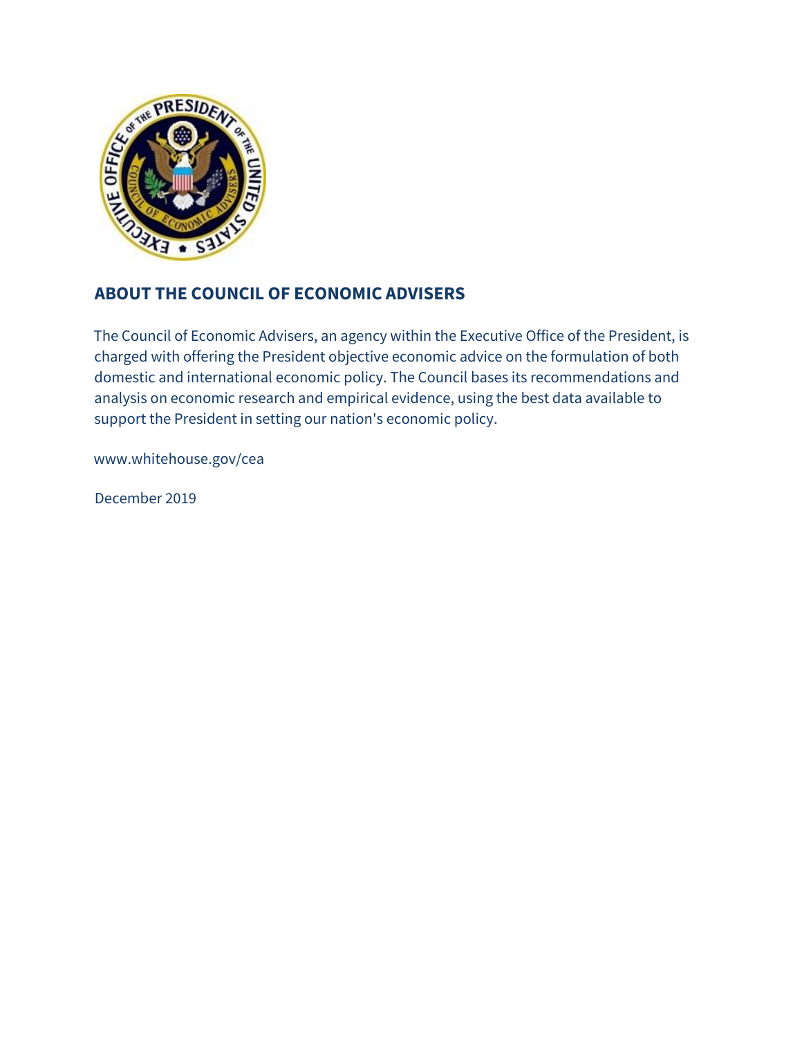## ABOUT THE COUNCIL OF ECONOMIC ADVISERS

The Council of Economic Advisers, an agency within the Executive Office of the President, is charged with offering the President objective economic advice on the formulation of both domestic and international economic policy. The Council bases its recommendations and analysis on economic research and empirical evidence, using the best data available to support the President in setting our nation's economic policy.

www.whitehouse.gov/cea

December 2019